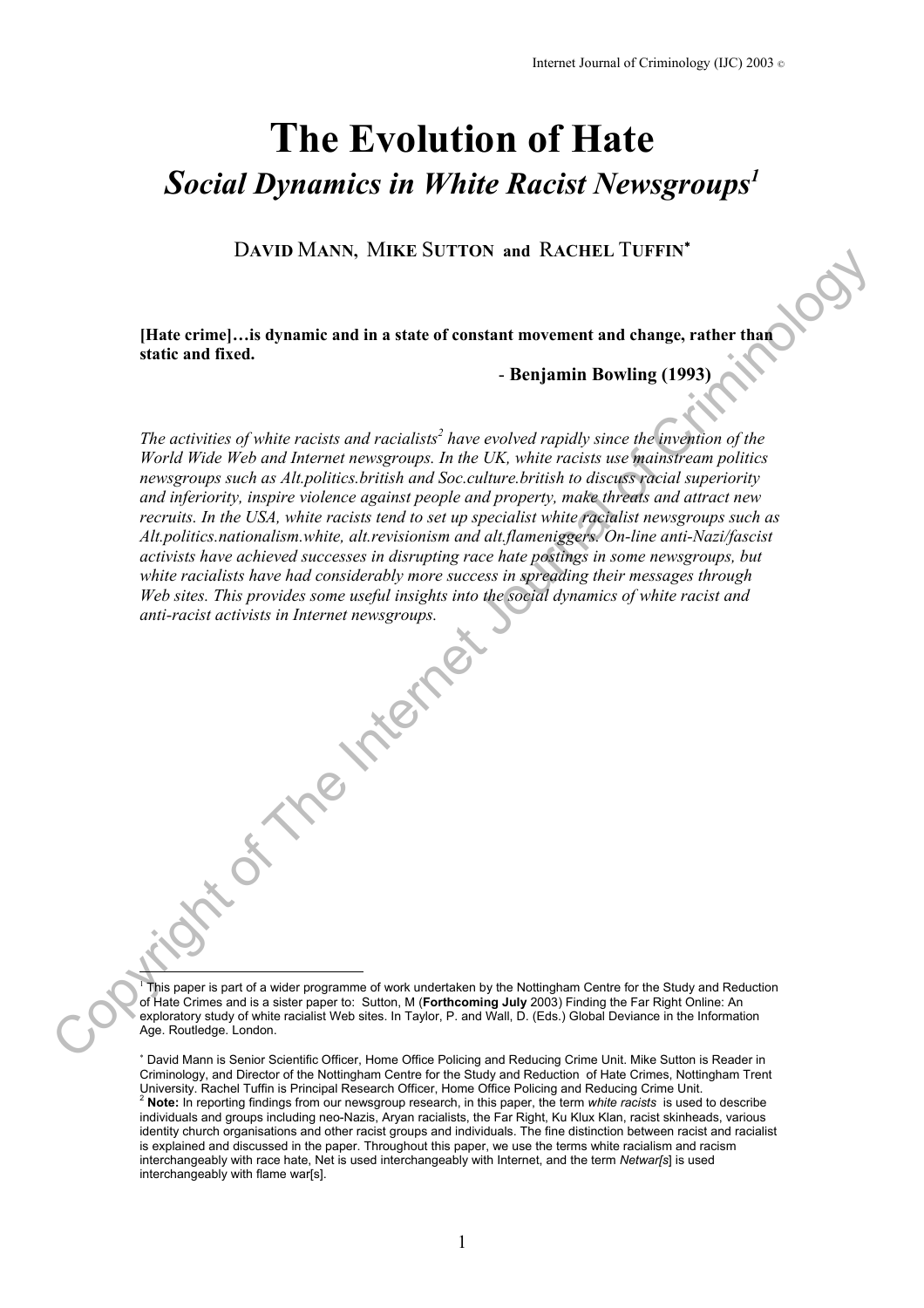# The Evolution of Hate

## *Social Dynamics in White Racist Newsgroups*[1]

DAVID MANN, MIKE SUTTON and RACHEL TUFFIN[*]

**[Hate crime]…is dynamic and in a state of constant movement and change, rather than static and fixed.**

**- Benjamin Bowling (1993)**

*The activities of white racists and racialists[2] have evolved rapidly since the invention of the World Wide Web and Internet newsgroups. In the UK, white racists use mainstream politics newsgroups such as Alt.politics.british and Soc.culture.british to discuss racial superiority and inferiority, inspire violence against people and property, make threats and attract new recruits. In the USA, white racists tend to set up specialist white racialist newsgroups such as Alt.politics.nationalism.white, alt.revisionism and alt.flameniggers. On-line anti-Nazi/fascist activists have achieved successes in disrupting race hate postings in some newsgroups, but white racialists have had considerably more success in spreading their messages through Web sites. This provides some useful insights into the social dynamics of white racist and anti-racist activists in Internet newsgroups.*

---

[1] This paper is part of a wider programme of work undertaken by the Nottingham Centre for the Study and Reduction of Hate Crimes and is a sister paper to: Sutton, M (**Forthcoming July** 2003) Finding the Far Right Online: An exploratory study of white racialist Web sites. In Taylor, P. and Wall, D. (Eds.) Global Deviance in the Information Age. Routledge. London.

[*] David Mann is Senior Scientific Officer, Home Office Policing and Reducing Crime Unit. Mike Sutton is Reader in Criminology, and Director of the Nottingham Centre for the Study and Reduction of Hate Crimes, Nottingham Trent University. Rachel Tuffin is Principal Research Officer, Home Office Policing and Reducing Crime Unit.

[2] **Note:** In reporting findings from our newsgroup research, in this paper, the term *white racists* is used to describe individuals and groups including neo-Nazis, Aryan racialists, the Far Right, Ku Klux Klan, racist skinheads, various identity church organisations and other racist groups and individuals. The fine distinction between racist and racialist is explained and discussed in the paper. Throughout this paper, we use the terms white racialism and racism interchangeably with race hate, Net is used interchangeably with Internet, and the term *Netwar[s*] is used interchangeably with flame war[s].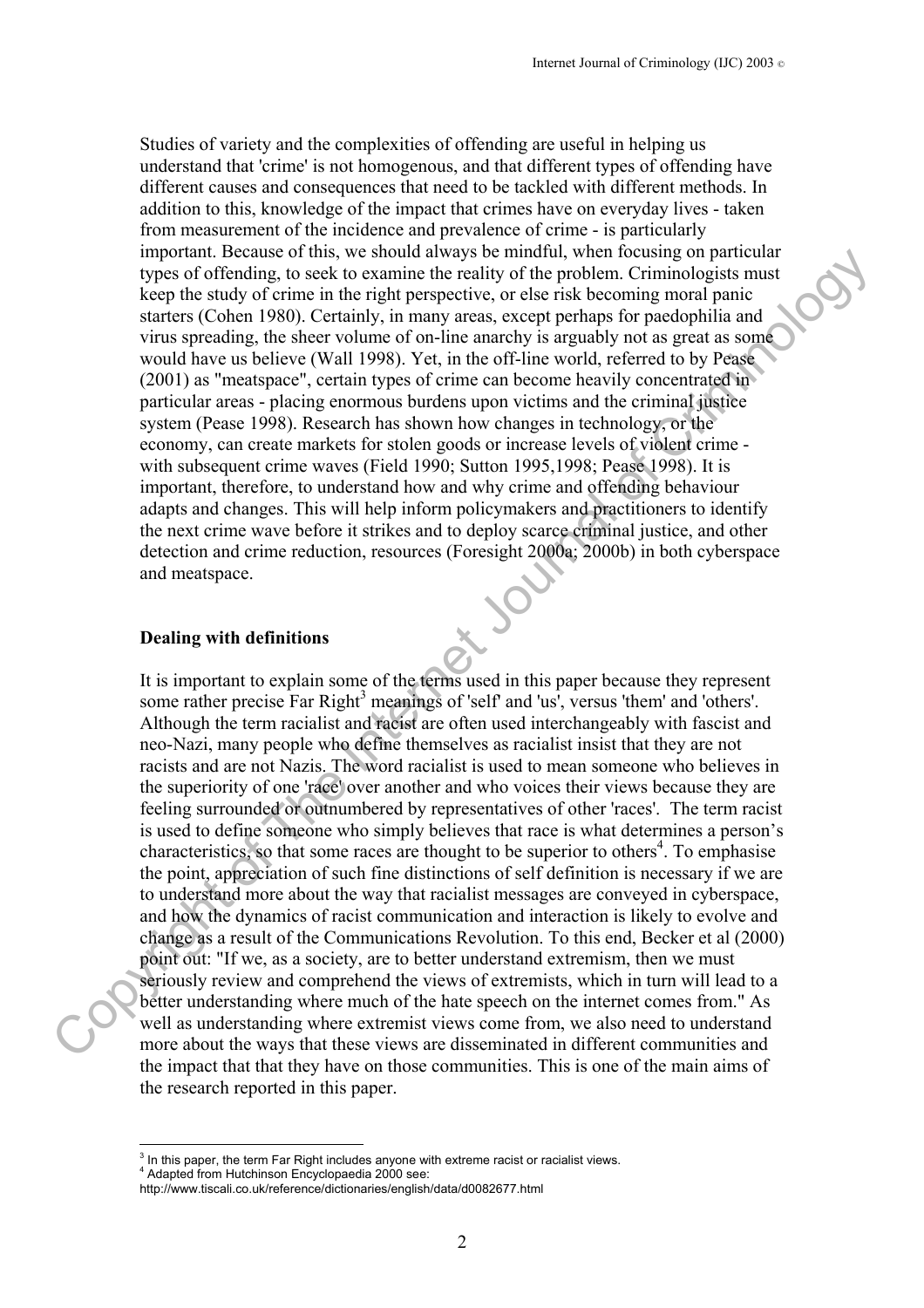Studies of variety and the complexities of offending are useful in helping us understand that 'crime' is not homogenous, and that different types of offending have different causes and consequences that need to be tackled with different methods. In addition to this, knowledge of the impact that crimes have on everyday lives - taken from measurement of the incidence and prevalence of crime - is particularly important. Because of this, we should always be mindful, when focusing on particular types of offending, to seek to examine the reality of the problem. Criminologists must keep the study of crime in the right perspective, or else risk becoming moral panic starters (Cohen 1980). Certainly, in many areas, except perhaps for paedophilia and virus spreading, the sheer volume of on-line anarchy is arguably not as great as some would have us believe (Wall 1998). Yet, in the off-line world, referred to by Pease (2001) as "meatspace", certain types of crime can become heavily concentrated in particular areas - placing enormous burdens upon victims and the criminal justice system (Pease 1998). Research has shown how changes in technology, or the economy, can create markets for stolen goods or increase levels of violent crime - with subsequent crime waves (Field 1990; Sutton 1995,1998; Pease 1998). It is important, therefore, to understand how and why crime and offending behaviour adapts and changes. This will help inform policymakers and practitioners to identify the next crime wave before it strikes and to deploy scarce criminal justice, and other detection and crime reduction, resources (Foresight 2000a; 2000b) in both cyberspace and meatspace.

**Dealing with definitions**

It is important to explain some of the terms used in this paper because they represent some rather precise Far Right[3] meanings of 'self' and 'us', versus 'them' and 'others'. Although the term racialist and racist are often used interchangeably with fascist and neo-Nazi, many people who define themselves as racialist insist that they are not racists and are not Nazis. The word racialist is used to mean someone who believes in the superiority of one 'race' over another and who voices their views because they are feeling surrounded or outnumbered by representatives of other 'races'. The term racist is used to define someone who simply believes that race is what determines a person's characteristics, so that some races are thought to be superior to others[4]. To emphasise the point, appreciation of such fine distinctions of self definition is necessary if we are to understand more about the way that racialist messages are conveyed in cyberspace, and how the dynamics of racist communication and interaction is likely to evolve and change as a result of the Communications Revolution. To this end, Becker et al (2000) point out: "If we, as a society, are to better understand extremism, then we must seriously review and comprehend the views of extremists, which in turn will lead to a better understanding where much of the hate speech on the internet comes from." As well as understanding where extremist views come from, we also need to understand more about the ways that these views are disseminated in different communities and the impact that that they have on those communities. This is one of the main aims of the research reported in this paper.

---

[3] In this paper, the term Far Right includes anyone with extreme racist or racialist views.

[4] Adapted from Hutchinson Encyclopaedia 2000 see:
http://www.tiscali.co.uk/reference/dictionaries/english/data/d0082677.html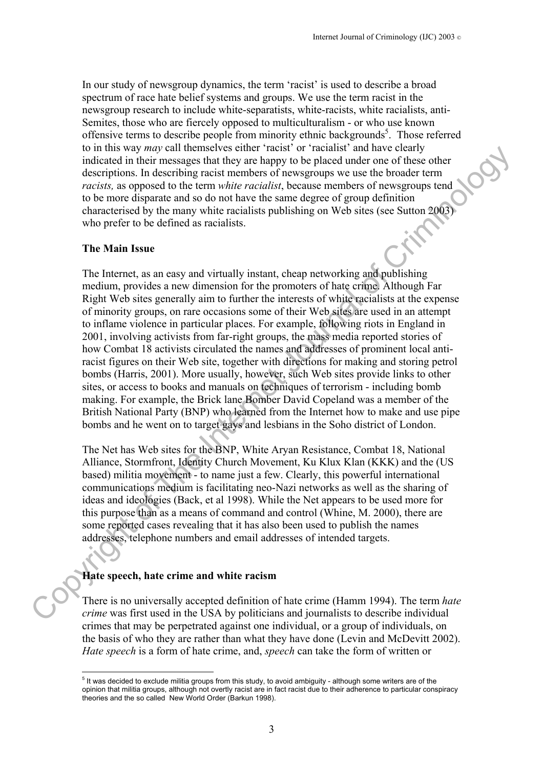In our study of newsgroup dynamics, the term 'racist' is used to describe a broad spectrum of race hate belief systems and groups. We use the term racist in the newsgroup research to include white-separatists, white-racists, white racialists, anti-Semites, those who are fiercely opposed to multiculturalism - or who use known offensive terms to describe people from minority ethnic backgrounds[5]. Those referred to in this way *may* call themselves either 'racist' or 'racialist' and have clearly indicated in their messages that they are happy to be placed under one of these other descriptions. In describing racist members of newsgroups we use the broader term *racists,* as opposed to the term *white racialist*, because members of newsgroups tend to be more disparate and so do not have the same degree of group definition characterised by the many white racialists publishing on Web sites (see Sutton 2003) who prefer to be defined as racialists.

**The Main Issue**

The Internet, as an easy and virtually instant, cheap networking and publishing medium, provides a new dimension for the promoters of hate crime. Although Far Right Web sites generally aim to further the interests of white racialists at the expense of minority groups, on rare occasions some of their Web sites are used in an attempt to inflame violence in particular places. For example, following riots in England in 2001, involving activists from far-right groups, the mass media reported stories of how Combat 18 activists circulated the names and addresses of prominent local anti-racist figures on their Web site, together with directions for making and storing petrol bombs (Harris, 2001). More usually, however, such Web sites provide links to other sites, or access to books and manuals on techniques of terrorism - including bomb making. For example, the Brick lane Bomber David Copeland was a member of the British National Party (BNP) who learned from the Internet how to make and use pipe bombs and he went on to target gays and lesbians in the Soho district of London.

The Net has Web sites for the BNP, White Aryan Resistance, Combat 18, National Alliance, Stormfront, Identity Church Movement, Ku Klux Klan (KKK) and the (US based) militia movement - to name just a few. Clearly, this powerful international communications medium is facilitating neo-Nazi networks as well as the sharing of ideas and ideologies (Back, et al 1998). While the Net appears to be used more for this purpose than as a means of command and control (Whine, M. 2000), there are some reported cases revealing that it has also been used to publish the names addresses, telephone numbers and email addresses of intended targets.

**Hate speech, hate crime and white racism**

There is no universally accepted definition of hate crime (Hamm 1994). The term *hate crime* was first used in the USA by politicians and journalists to describe individual crimes that may be perpetrated against one individual, or a group of individuals, on the basis of who they are rather than what they have done (Levin and McDevitt 2002). *Hate speech* is a form of hate crime, and, *speech* can take the form of written or

---

[5] It was decided to exclude militia groups from this study, to avoid ambiguity - although some writers are of the opinion that militia groups, although not overtly racist are in fact racist due to their adherence to particular conspiracy theories and the so called New World Order (Barkun 1998).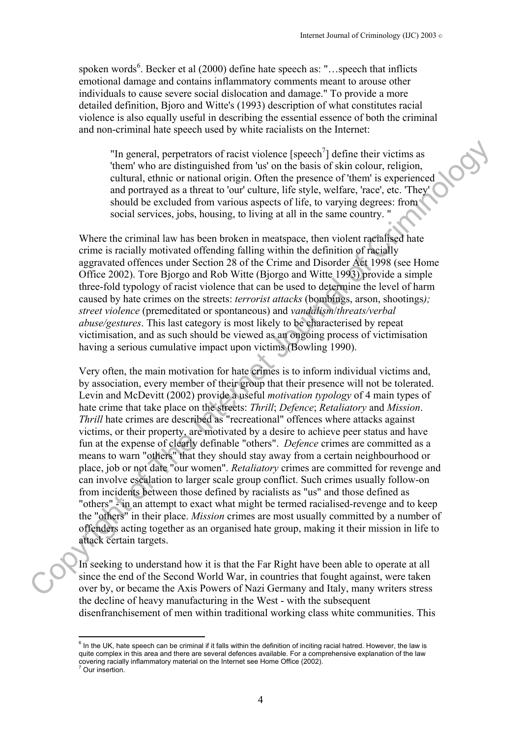spoken words[6]. Becker et al (2000) define hate speech as: "…speech that inflicts emotional damage and contains inflammatory comments meant to arouse other individuals to cause severe social dislocation and damage." To provide a more detailed definition, Bjoro and Witte's (1993) description of what constitutes racial violence is also equally useful in describing the essential essence of both the criminal and non-criminal hate speech used by white racialists on the Internet:

> "In general, perpetrators of racist violence [speech[7]] define their victims as 'them' who are distinguished from 'us' on the basis of skin colour, religion, cultural, ethnic or national origin. Often the presence of 'them' is experienced and portrayed as a threat to 'our' culture, life style, welfare, 'race', etc. 'They' should be excluded from various aspects of life, to varying degrees: from social services, jobs, housing, to living at all in the same country. "

Where the criminal law has been broken in meatspace, then violent racialised hate crime is racially motivated offending falling within the definition of racially aggravated offences under Section 28 of the Crime and Disorder Act 1998 (see Home Office 2002). Tore Bjorgo and Rob Witte (Bjorgo and Witte 1993) provide a simple three-fold typology of racist violence that can be used to determine the level of harm caused by hate crimes on the streets: *terrorist attacks* (bombings, arson, shootings*);* *street violence* (premeditated or spontaneous) and *vandalism*/*threats/verbal abuse/gestures*. This last category is most likely to be characterised by repeat victimisation, and as such should be viewed as an ongoing process of victimisation having a serious cumulative impact upon victims (Bowling 1990).

Very often, the main motivation for hate crimes is to inform individual victims and, by association, every member of their group that their presence will not be tolerated. Levin and McDevitt (2002) provide a useful *motivation typology* of 4 main types of hate crime that take place on the streets: *Thrill*; *Defence*; *Retaliatory* and *Mission*. *Thrill* hate crimes are described as "recreational" offences where attacks against victims, or their property, are motivated by a desire to achieve peer status and have fun at the expense of clearly definable "others". *Defence* crimes are committed as a means to warn "others" that they should stay away from a certain neighbourhood or place, job or not date "our women". *Retaliatory* crimes are committed for revenge and can involve escalation to larger scale group conflict. Such crimes usually follow-on from incidents between those defined by racialists as "us" and those defined as "others" - in an attempt to exact what might be termed racialised-revenge and to keep the "others" in their place. *Mission* crimes are most usually committed by a number of offenders acting together as an organised hate group, making it their mission in life to attack certain targets.

In seeking to understand how it is that the Far Right have been able to operate at all since the end of the Second World War, in countries that fought against, were taken over by, or became the Axis Powers of Nazi Germany and Italy, many writers stress the decline of heavy manufacturing in the West - with the subsequent disenfranchisement of men within traditional working class white communities. This

---

[6] In the UK, hate speech can be criminal if it falls within the definition of inciting racial hatred. However, the law is quite complex in this area and there are several defences available. For a comprehensive explanation of the law covering racially inflammatory material on the Internet see Home Office (2002).

[7] Our insertion.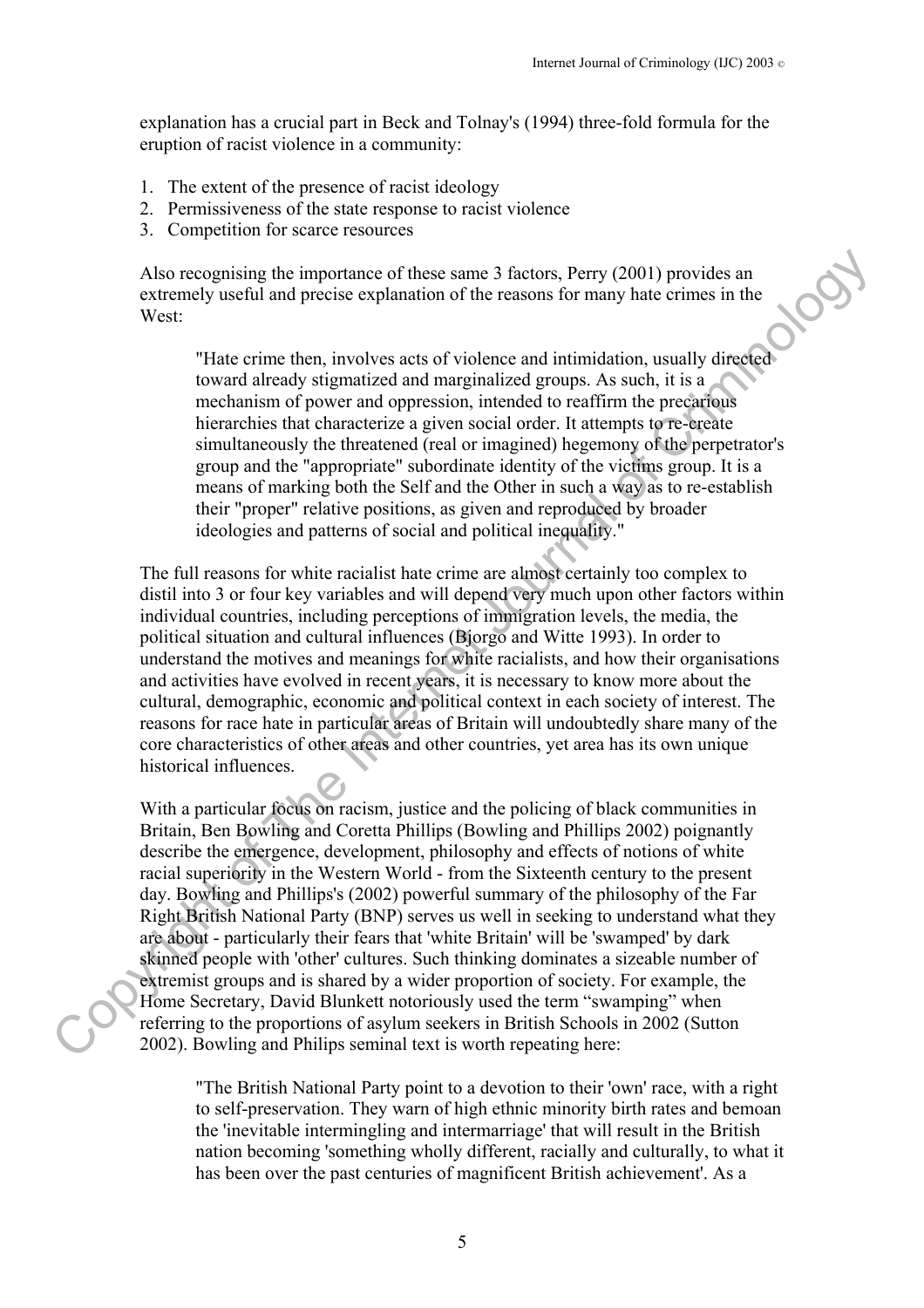explanation has a crucial part in Beck and Tolnay's (1994) three-fold formula for the eruption of racist violence in a community:

1. The extent of the presence of racist ideology
2. Permissiveness of the state response to racist violence
3. Competition for scarce resources

Also recognising the importance of these same 3 factors, Perry (2001) provides an extremely useful and precise explanation of the reasons for many hate crimes in the West:

> "Hate crime then, involves acts of violence and intimidation, usually directed toward already stigmatized and marginalized groups. As such, it is a mechanism of power and oppression, intended to reaffirm the precarious hierarchies that characterize a given social order. It attempts to re-create simultaneously the threatened (real or imagined) hegemony of the perpetrator's group and the "appropriate" subordinate identity of the victims group. It is a means of marking both the Self and the Other in such a way as to re-establish their "proper" relative positions, as given and reproduced by broader ideologies and patterns of social and political inequality."

The full reasons for white racialist hate crime are almost certainly too complex to distil into 3 or four key variables and will depend very much upon other factors within individual countries, including perceptions of immigration levels, the media, the political situation and cultural influences (Bjorgo and Witte 1993). In order to understand the motives and meanings for white racialists, and how their organisations and activities have evolved in recent years, it is necessary to know more about the cultural, demographic, economic and political context in each society of interest. The reasons for race hate in particular areas of Britain will undoubtedly share many of the core characteristics of other areas and other countries, yet area has its own unique historical influences.

With a particular focus on racism, justice and the policing of black communities in Britain, Ben Bowling and Coretta Phillips (Bowling and Phillips 2002) poignantly describe the emergence, development, philosophy and effects of notions of white racial superiority in the Western World - from the Sixteenth century to the present day. Bowling and Phillips's (2002) powerful summary of the philosophy of the Far Right British National Party (BNP) serves us well in seeking to understand what they are about - particularly their fears that 'white Britain' will be 'swamped' by dark skinned people with 'other' cultures. Such thinking dominates a sizeable number of extremist groups and is shared by a wider proportion of society. For example, the Home Secretary, David Blunkett notoriously used the term "swamping" when referring to the proportions of asylum seekers in British Schools in 2002 (Sutton 2002). Bowling and Philips seminal text is worth repeating here:

> "The British National Party point to a devotion to their 'own' race, with a right to self-preservation. They warn of high ethnic minority birth rates and bemoan the 'inevitable intermingling and intermarriage' that will result in the British nation becoming 'something wholly different, racially and culturally, to what it has been over the past centuries of magnificent British achievement'. As a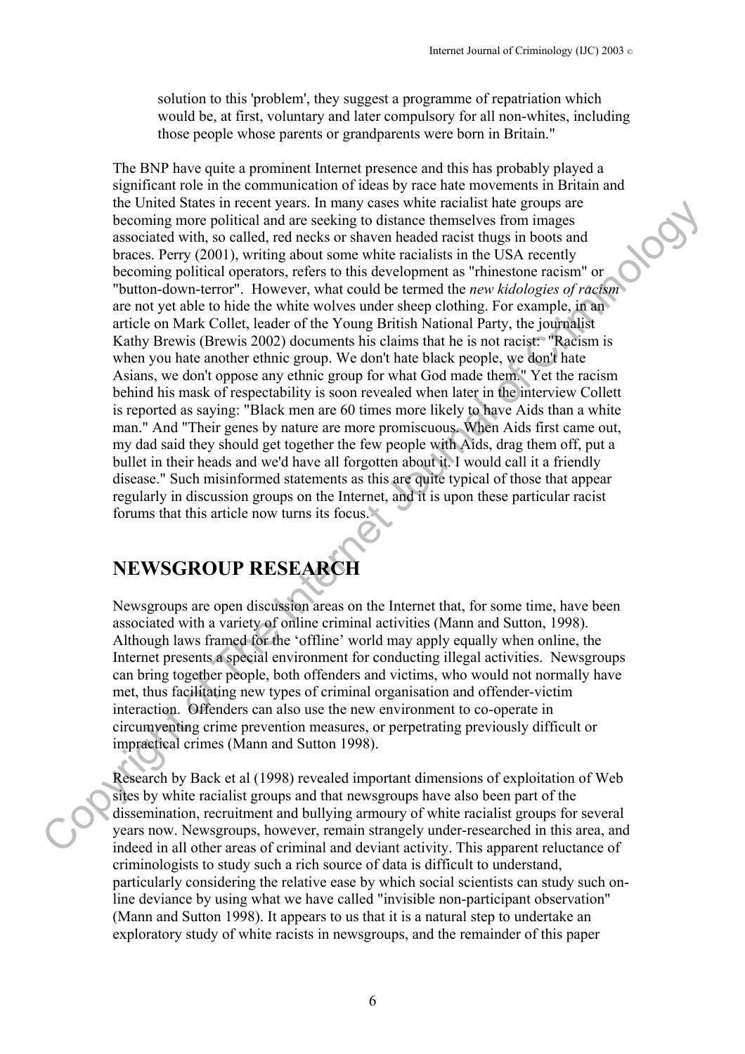solution to this 'problem', they suggest a programme of repatriation which would be, at first, voluntary and later compulsory for all non-whites, including those people whose parents or grandparents were born in Britain."

The BNP have quite a prominent Internet presence and this has probably played a significant role in the communication of ideas by race hate movements in Britain and the United States in recent years. In many cases white racialist hate groups are becoming more political and are seeking to distance themselves from images associated with, so called, red necks or shaven headed racist thugs in boots and braces. Perry (2001), writing about some white racialists in the USA recently becoming political operators, refers to this development as "rhinestone racism" or "button-down-terror". However, what could be termed the *new kidologies of racism* are not yet able to hide the white wolves under sheep clothing. For example, in an article on Mark Collet, leader of the Young British National Party, the journalist Kathy Brewis (Brewis 2002) documents his claims that he is not racist: "Racism is when you hate another ethnic group. We don't hate black people, we don't hate Asians, we don't oppose any ethnic group for what God made them." Yet the racism behind his mask of respectability is soon revealed when later in the interview Collett is reported as saying: "Black men are 60 times more likely to have Aids than a white man." And "Their genes by nature are more promiscuous. When Aids first came out, my dad said they should get together the few people with Aids, drag them off, put a bullet in their heads and we'd have all forgotten about it. I would call it a friendly disease." Such misinformed statements as this are quite typical of those that appear regularly in discussion groups on the Internet, and it is upon these particular racist forums that this article now turns its focus.

## NEWSGROUP RESEARCH

Newsgroups are open discussion areas on the Internet that, for some time, have been associated with a variety of online criminal activities (Mann and Sutton, 1998). Although laws framed for the 'offline' world may apply equally when online, the Internet presents a special environment for conducting illegal activities. Newsgroups can bring together people, both offenders and victims, who would not normally have met, thus facilitating new types of criminal organisation and offender-victim interaction. Offenders can also use the new environment to co-operate in circumventing crime prevention measures, or perpetrating previously difficult or impractical crimes (Mann and Sutton 1998).

Research by Back et al (1998) revealed important dimensions of exploitation of Web sites by white racialist groups and that newsgroups have also been part of the dissemination, recruitment and bullying armoury of white racialist groups for several years now. Newsgroups, however, remain strangely under-researched in this area, and indeed in all other areas of criminal and deviant activity. This apparent reluctance of criminologists to study such a rich source of data is difficult to understand, particularly considering the relative ease by which social scientists can study such on-line deviance by using what we have called "invisible non-participant observation" (Mann and Sutton 1998). It appears to us that it is a natural step to undertake an exploratory study of white racists in newsgroups, and the remainder of this paper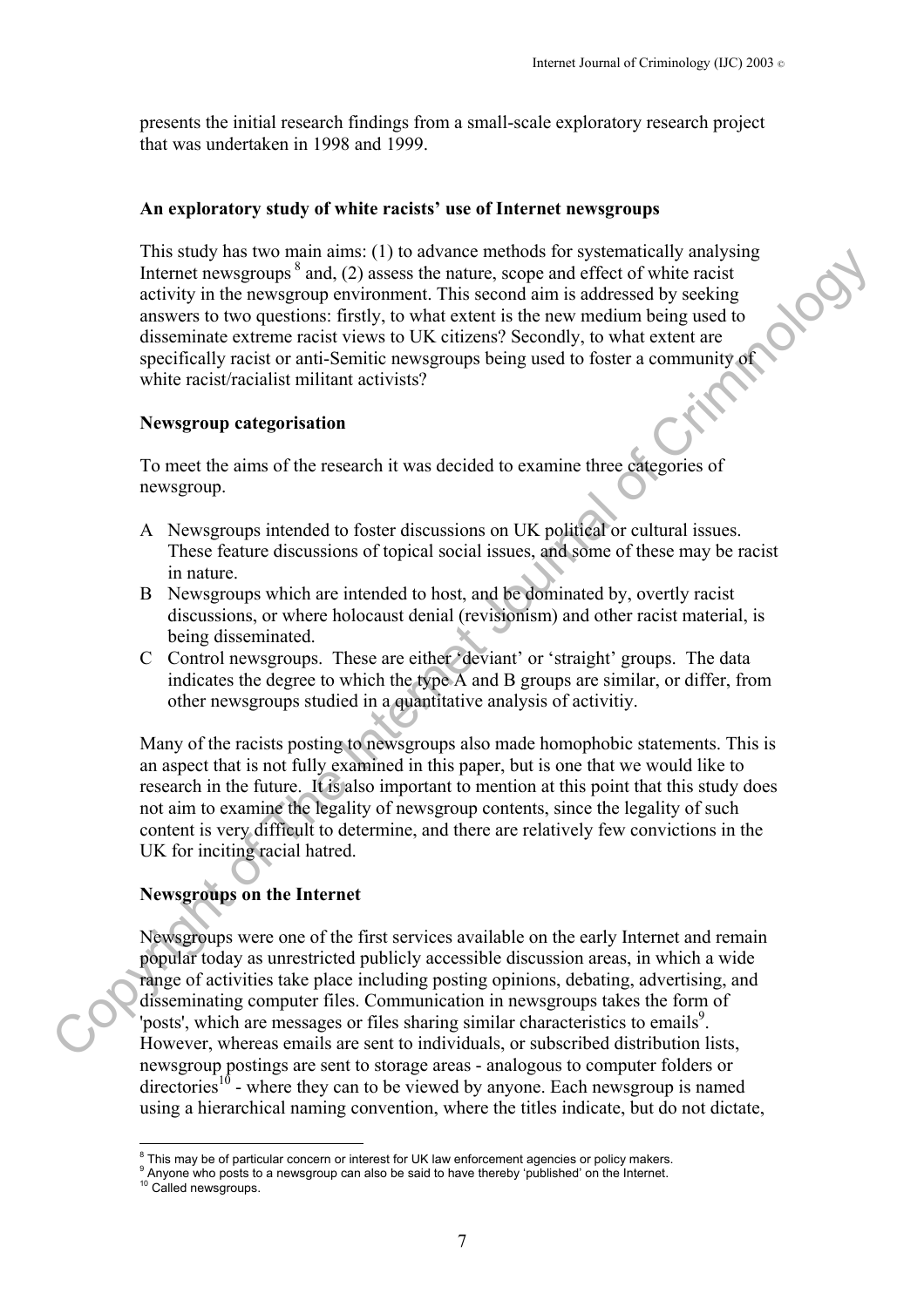presents the initial research findings from a small-scale exploratory research project that was undertaken in 1998 and 1999.

**An exploratory study of white racists' use of Internet newsgroups**

This study has two main aims: (1) to advance methods for systematically analysing Internet newsgroups [8] and, (2) assess the nature, scope and effect of white racist activity in the newsgroup environment. This second aim is addressed by seeking answers to two questions: firstly, to what extent is the new medium being used to disseminate extreme racist views to UK citizens? Secondly, to what extent are specifically racist or anti-Semitic newsgroups being used to foster a community of white racist/racialist militant activists?

**Newsgroup categorisation**

To meet the aims of the research it was decided to examine three categories of newsgroup.

A Newsgroups intended to foster discussions on UK political or cultural issues. These feature discussions of topical social issues, and some of these may be racist in nature.

B Newsgroups which are intended to host, and be dominated by, overtly racist discussions, or where holocaust denial (revisionism) and other racist material, is being disseminated.

C Control newsgroups. These are either 'deviant' or 'straight' groups. The data indicates the degree to which the type A and B groups are similar, or differ, from other newsgroups studied in a quantitative analysis of activitiy.

Many of the racists posting to newsgroups also made homophobic statements. This is an aspect that is not fully examined in this paper, but is one that we would like to research in the future. It is also important to mention at this point that this study does not aim to examine the legality of newsgroup contents, since the legality of such content is very difficult to determine, and there are relatively few convictions in the UK for inciting racial hatred.

**Newsgroups on the Internet**

Newsgroups were one of the first services available on the early Internet and remain popular today as unrestricted publicly accessible discussion areas, in which a wide range of activities take place including posting opinions, debating, advertising, and disseminating computer files. Communication in newsgroups takes the form of 'posts', which are messages or files sharing similar characteristics to emails[9]. However, whereas emails are sent to individuals, or subscribed distribution lists, newsgroup postings are sent to storage areas - analogous to computer folders or directories[10] - where they can to be viewed by anyone. Each newsgroup is named using a hierarchical naming convention, where the titles indicate, but do not dictate,

[8] This may be of particular concern or interest for UK law enforcement agencies or policy makers.

[9] Anyone who posts to a newsgroup can also be said to have thereby 'published' on the Internet.

[10] Called newsgroups.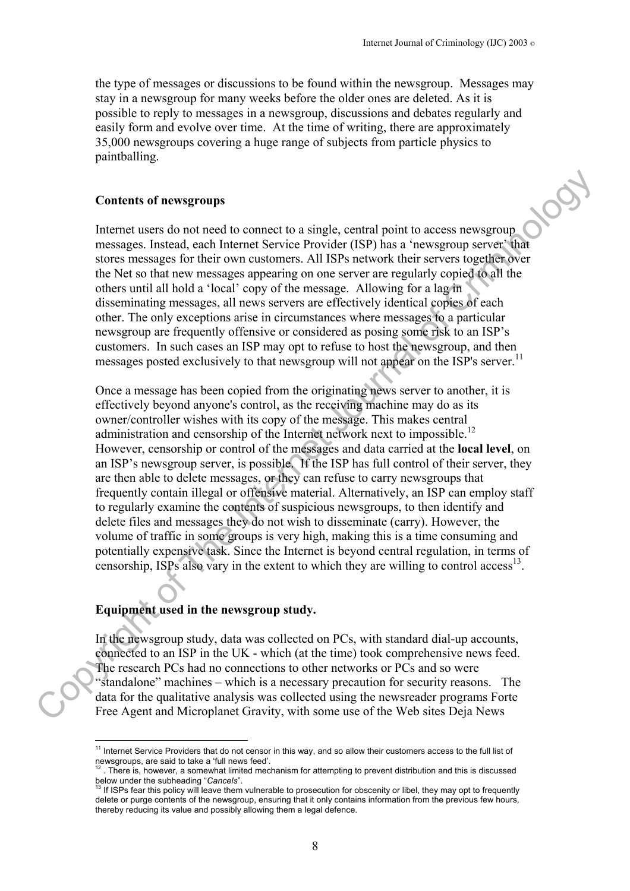the type of messages or discussions to be found within the newsgroup. Messages may stay in a newsgroup for many weeks before the older ones are deleted. As it is possible to reply to messages in a newsgroup, discussions and debates regularly and easily form and evolve over time. At the time of writing, there are approximately 35,000 newsgroups covering a huge range of subjects from particle physics to paintballing.

### Contents of newsgroups

Internet users do not need to connect to a single, central point to access newsgroup messages. Instead, each Internet Service Provider (ISP) has a 'newsgroup server' that stores messages for their own customers. All ISPs network their servers together over the Net so that new messages appearing on one server are regularly copied to all the others until all hold a 'local' copy of the message. Allowing for a lag in disseminating messages, all news servers are effectively identical copies of each other. The only exceptions arise in circumstances where messages to a particular newsgroup are frequently offensive or considered as posing some risk to an ISP's customers. In such cases an ISP may opt to refuse to host the newsgroup, and then messages posted exclusively to that newsgroup will not appear on the ISP's server.[11]

Once a message has been copied from the originating news server to another, it is effectively beyond anyone's control, as the receiving machine may do as its owner/controller wishes with its copy of the message. This makes central administration and censorship of the Internet network next to impossible.[12] However, censorship or control of the messages and data carried at the **local level**, on an ISP's newsgroup server, is possible. If the ISP has full control of their server, they are then able to delete messages, or they can refuse to carry newsgroups that frequently contain illegal or offensive material. Alternatively, an ISP can employ staff to regularly examine the contents of suspicious newsgroups, to then identify and delete files and messages they do not wish to disseminate (carry). However, the volume of traffic in some groups is very high, making this is a time consuming and potentially expensive task. Since the Internet is beyond central regulation, in terms of censorship, ISPs also vary in the extent to which they are willing to control access[13].

### Equipment used in the newsgroup study.

In the newsgroup study, data was collected on PCs, with standard dial-up accounts, connected to an ISP in the UK - which (at the time) took comprehensive news feed. The research PCs had no connections to other networks or PCs and so were "standalone" machines – which is a necessary precaution for security reasons. The data for the qualitative analysis was collected using the newsreader programs Forte Free Agent and Microplanet Gravity, with some use of the Web sites Deja News

---

[11] Internet Service Providers that do not censor in this way, and so allow their customers access to the full list of newsgroups, are said to take a 'full news feed'.

[12] . There is, however, a somewhat limited mechanism for attempting to prevent distribution and this is discussed below under the subheading "*Cancels*".

[13] If ISPs fear this policy will leave them vulnerable to prosecution for obscenity or libel, they may opt to frequently delete or purge contents of the newsgroup, ensuring that it only contains information from the previous few hours, thereby reducing its value and possibly allowing them a legal defence.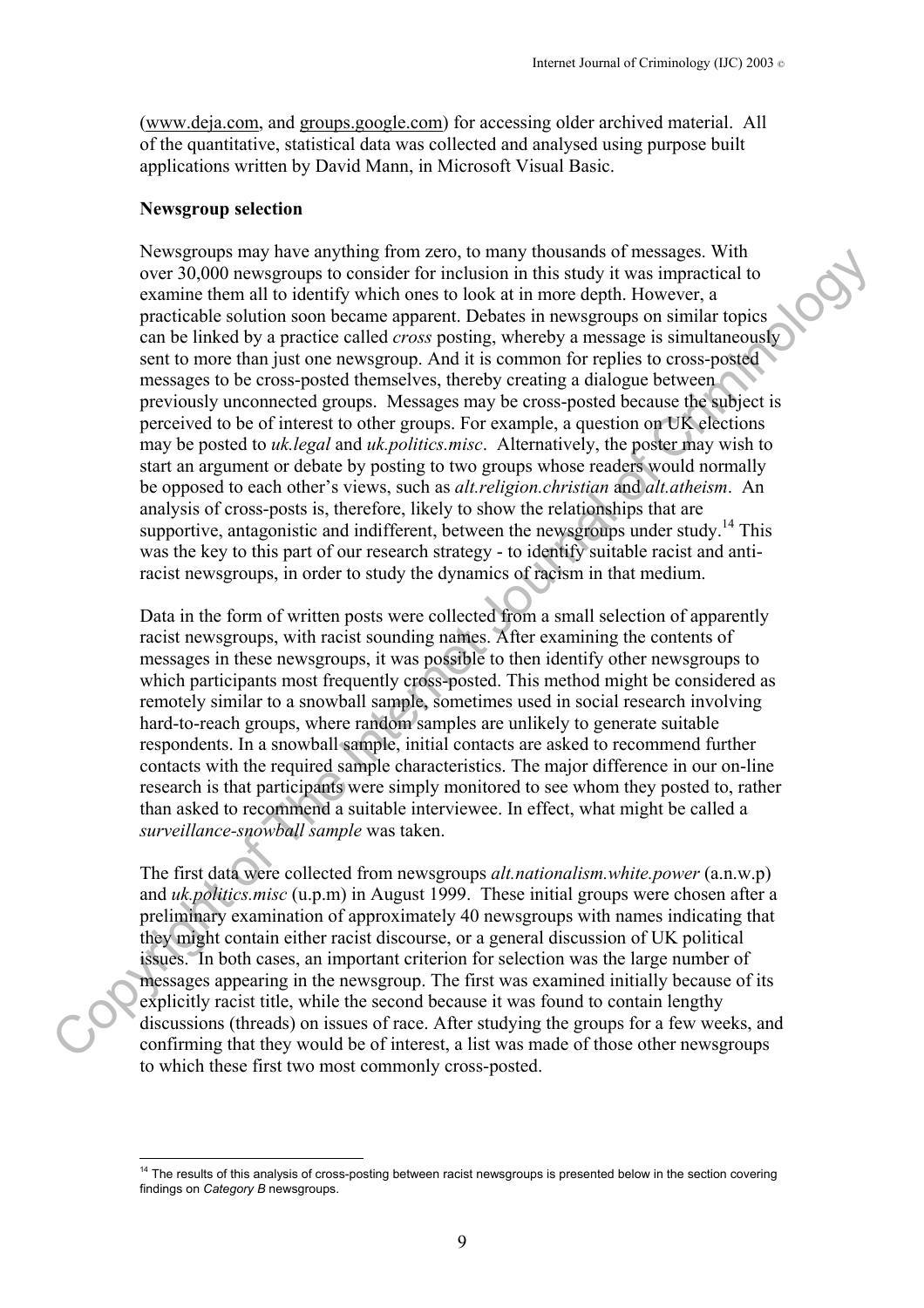(www.deja.com, and groups.google.com) for accessing older archived material. All of the quantitative, statistical data was collected and analysed using purpose built applications written by David Mann, in Microsoft Visual Basic.

**Newsgroup selection**

Newsgroups may have anything from zero, to many thousands of messages. With over 30,000 newsgroups to consider for inclusion in this study it was impractical to examine them all to identify which ones to look at in more depth. However, a practicable solution soon became apparent. Debates in newsgroups on similar topics can be linked by a practice called *cross* posting, whereby a message is simultaneously sent to more than just one newsgroup. And it is common for replies to cross-posted messages to be cross-posted themselves, thereby creating a dialogue between previously unconnected groups. Messages may be cross-posted because the subject is perceived to be of interest to other groups. For example, a question on UK elections may be posted to *uk.legal* and *uk.politics.misc*. Alternatively, the poster may wish to start an argument or debate by posting to two groups whose readers would normally be opposed to each other's views, such as *alt.religion.christian* and *alt.atheism*. An analysis of cross-posts is, therefore, likely to show the relationships that are supportive, antagonistic and indifferent, between the newsgroups under study.[14] This was the key to this part of our research strategy - to identify suitable racist and anti-racist newsgroups, in order to study the dynamics of racism in that medium.

Data in the form of written posts were collected from a small selection of apparently racist newsgroups, with racist sounding names. After examining the contents of messages in these newsgroups, it was possible to then identify other newsgroups to which participants most frequently cross-posted. This method might be considered as remotely similar to a snowball sample, sometimes used in social research involving hard-to-reach groups, where random samples are unlikely to generate suitable respondents. In a snowball sample, initial contacts are asked to recommend further contacts with the required sample characteristics. The major difference in our on-line research is that participants were simply monitored to see whom they posted to, rather than asked to recommend a suitable interviewee. In effect, what might be called a *surveillance-snowball sample* was taken.

The first data were collected from newsgroups *alt.nationalism.white.power* (a.n.w.p) and *uk.politics.misc* (u.p.m) in August 1999. These initial groups were chosen after a preliminary examination of approximately 40 newsgroups with names indicating that they might contain either racist discourse, or a general discussion of UK political issues. In both cases, an important criterion for selection was the large number of messages appearing in the newsgroup. The first was examined initially because of its explicitly racist title, while the second because it was found to contain lengthy discussions (threads) on issues of race. After studying the groups for a few weeks, and confirming that they would be of interest, a list was made of those other newsgroups to which these first two most commonly cross-posted.

[14] The results of this analysis of cross-posting between racist newsgroups is presented below in the section covering findings on *Category B* newsgroups.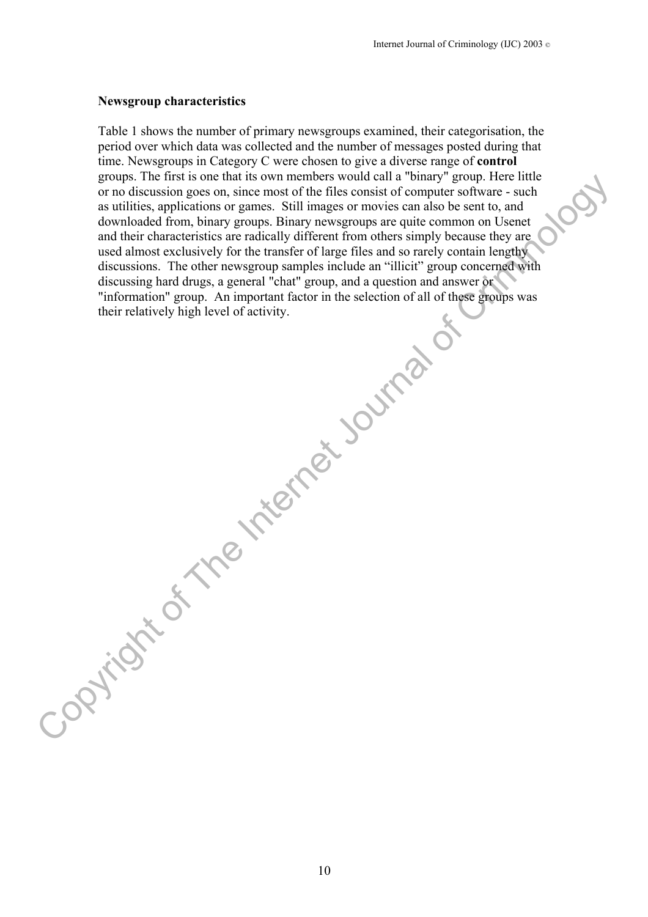**Newsgroup characteristics**

Table 1 shows the number of primary newsgroups examined, their categorisation, the period over which data was collected and the number of messages posted during that time. Newsgroups in Category C were chosen to give a diverse range of **control** groups. The first is one that its own members would call a "binary" group. Here little or no discussion goes on, since most of the files consist of computer software - such as utilities, applications or games. Still images or movies can also be sent to, and downloaded from, binary groups. Binary newsgroups are quite common on Usenet and their characteristics are radically different from others simply because they are used almost exclusively for the transfer of large files and so rarely contain lengthy discussions. The other newsgroup samples include an "illicit" group concerned with discussing hard drugs, a general "chat" group, and a question and answer or "information" group. An important factor in the selection of all of these groups was their relatively high level of activity.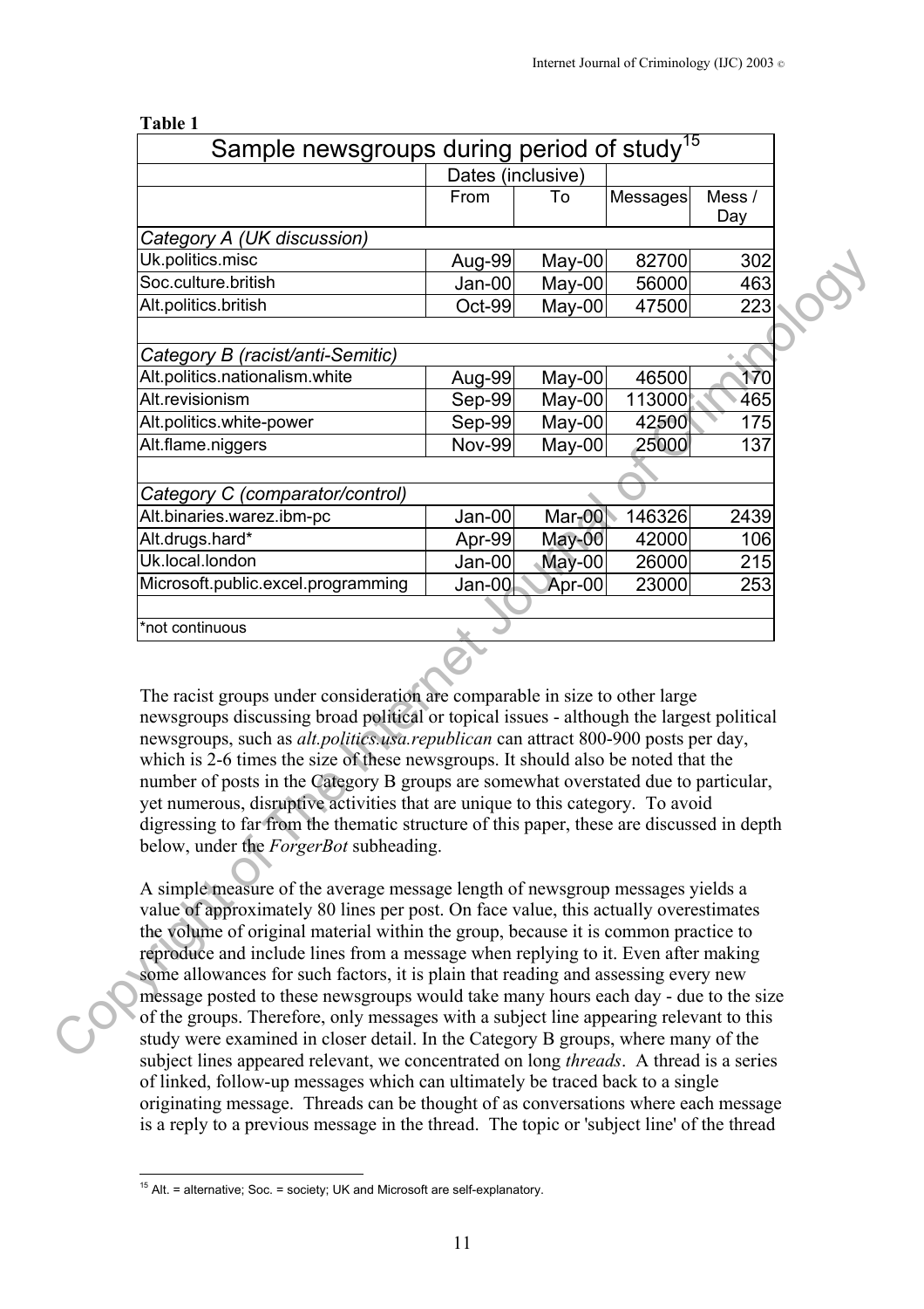**Table 1**

| Sample newsgroups during period of study[15] | | | | |
|---|---|---|---|---|
| | Dates (inclusive) | | | |
| | From | To | Messages | Mess / Day |
| *Category A (UK discussion)* | | | | |
| Uk.politics.misc | Aug-99 | May-00 | 82700 | 302 |
| Soc.culture.british | Jan-00 | May-00 | 56000 | 463 |
| Alt.politics.british | Oct-99 | May-00 | 47500 | 223 |
| | | | | |
| *Category B (racist/anti-Semitic)* | | | | |
| Alt.politics.nationalism.white | Aug-99 | May-00 | 46500 | 170 |
| Alt.revisionism | Sep-99 | May-00 | 113000 | 465 |
| Alt.politics.white-power | Sep-99 | May-00 | 42500 | 175 |
| Alt.flame.niggers | Nov-99 | May-00 | 25000 | 137 |
| | | | | |
| *Category C (comparator/control)* | | | | |
| Alt.binaries.warez.ibm-pc | Jan-00 | Mar-00 | 146326 | 2439 |
| Alt.drugs.hard* | Apr-99 | May-00 | 42000 | 106 |
| Uk.local.london | Jan-00 | May-00 | 26000 | 215 |
| Microsoft.public.excel.programming | Jan-00 | Apr-00 | 23000 | 253 |
| | | | | |
| *not continuous | | | | |

The racist groups under consideration are comparable in size to other large newsgroups discussing broad political or topical issues - although the largest political newsgroups, such as *alt.politics.usa.republican* can attract 800-900 posts per day, which is 2-6 times the size of these newsgroups. It should also be noted that the number of posts in the Category B groups are somewhat overstated due to particular, yet numerous, disruptive activities that are unique to this category. To avoid digressing to far from the thematic structure of this paper, these are discussed in depth below, under the *ForgerBot* subheading.

A simple measure of the average message length of newsgroup messages yields a value of approximately 80 lines per post. On face value, this actually overestimates the volume of original material within the group, because it is common practice to reproduce and include lines from a message when replying to it. Even after making some allowances for such factors, it is plain that reading and assessing every new message posted to these newsgroups would take many hours each day - due to the size of the groups. Therefore, only messages with a subject line appearing relevant to this study were examined in closer detail. In the Category B groups, where many of the subject lines appeared relevant, we concentrated on long *threads*. A thread is a series of linked, follow-up messages which can ultimately be traced back to a single originating message. Threads can be thought of as conversations where each message is a reply to a previous message in the thread. The topic or 'subject line' of the thread

[15] Alt. = alternative; Soc. = society; UK and Microsoft are self-explanatory.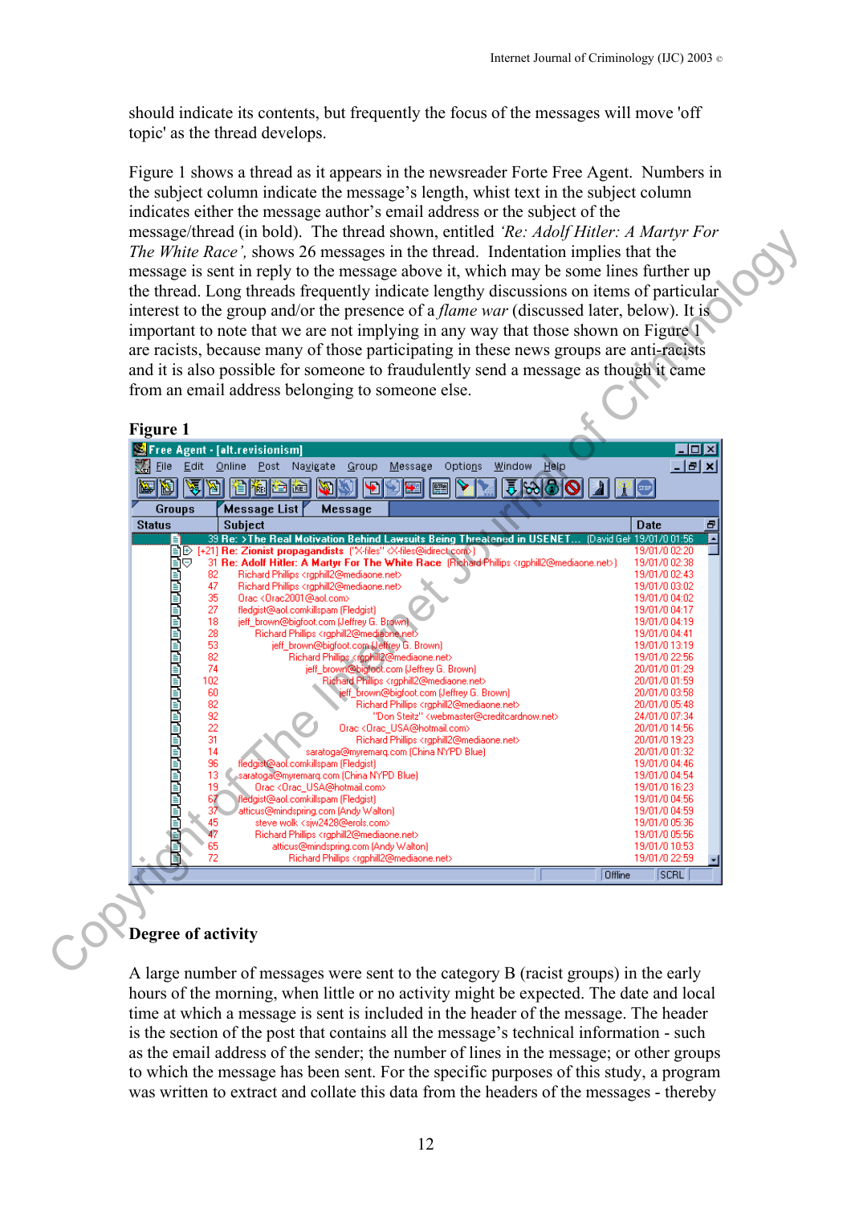should indicate its contents, but frequently the focus of the messages will move 'off topic' as the thread develops.

Figure 1 shows a thread as it appears in the newsreader Forte Free Agent. Numbers in the subject column indicate the message's length, whilst text in the subject column indicates either the message author's email address or the subject of the message/thread (in bold). The thread shown, entitled *'Re: Adolf Hitler: A Martyr For The White Race'*, shows 26 messages in the thread. Indentation implies that the message is sent in reply to the message above it, which may be some lines further up the thread. Long threads frequently indicate lengthy discussions on items of particular interest to the group and/or the presence of a *flame war* (discussed later, below). It is important to note that we are not implying in any way that those shown on Figure 1 are racists, because many of those participating in these news groups are anti-racists and it is also possible for someone to fraudulently send a message as though it came from an email address belonging to someone else.

**Figure 1**

| Subject | Date |
|---|---|
| 39 **Re: >The Real Motivation Behind Lawsuits Being Threatened in USENET...** (David Ge | 19/01/0 01:56 |
| [+21] **Re: Zionist propagandists** ("X-files" <X-files@direct.com>) | 19/01/0 02:20 |
| 31 **Re: Adolf Hitler: A Martyr For The White Race** (Richard Phillips <rgphill2@mediaone.net>) | 19/01/0 02:38 |
| 82 Richard Phillips <rgphill2@mediaone.net> | 19/01/0 02:43 |
| 47 Richard Phillips <rgphill2@mediaone.net> | 19/01/0 03:02 |
| 35 Orac <Orac2001@aol.com> | 19/01/0 04:02 |
| 27 fledgist@aol.comkillspam (Fledgist) | 19/01/0 04:17 |
| 18 jeff_brown@bigfoot.com (Jeffrey G. Brown) | 19/01/0 04:19 |
| 28 Richard Phillips <rgphill2@mediaone.net> | 19/01/0 04:41 |
| 53 jeff_brown@bigfoot.com (Jeffrey G. Brown) | 19/01/0 13:19 |
| 82 Richard Phillips <rgphill2@mediaone.net> | 19/01/0 22:56 |
| 74 jeff_brown@bigfoot.com (Jeffrey G. Brown) | 20/01/0 01:29 |
| 102 Richard Phillips <rgphill2@mediaone.net> | 20/01/0 01:59 |
| 60 jeff_brown@bigfoot.com (Jeffrey G. Brown) | 20/01/0 03:58 |
| 82 Richard Phillips <rgphill2@mediaone.net> | 20/01/0 05:48 |
| 92 "Don Steitz" <webmaster@creditcardnow.net> | 24/01/0 07:34 |
| 22 Orac <Orac_USA@hotmail.com> | 20/01/0 14:56 |
| 31 Richard Phillips <rgphill2@mediaone.net> | 20/01/0 19:23 |
| 14 saratoga@myremarq.com (China NYPD Blue) | 20/01/0 01:32 |
| 96 fledgist@aol.comkillspam (Fledgist) | 19/01/0 04:46 |
| 13 saratoga@myremarq.com (China NYPD Blue) | 19/01/0 04:54 |
| 19 Orac <Orac_USA@hotmail.com> | 19/01/0 16:23 |
| 67 fledgist@aol.comkillspam (Fledgist) | 19/01/0 04:56 |
| 37 atticus@mindspring.com (Andy Walton) | 19/01/0 04:59 |
| 45 steve wolk <sjw2428@erols.com> | 19/01/0 05:36 |
| 47 Richard Phillips <rgphill2@mediaone.net> | 19/01/0 05:56 |
| 65 atticus@mindspring.com (Andy Walton) | 19/01/0 10:53 |
| 72 Richard Phillips <rgphill2@mediaone.net> | 19/01/0 22:59 |

### Degree of activity

A large number of messages were sent to the category B (racist groups) in the early hours of the morning, when little or no activity might be expected. The date and local time at which a message is sent is included in the header of the message. The header is the section of the post that contains all the message's technical information - such as the email address of the sender; the number of lines in the message; or other groups to which the message has been sent. For the specific purposes of this study, a program was written to extract and collate this data from the headers of the messages - thereby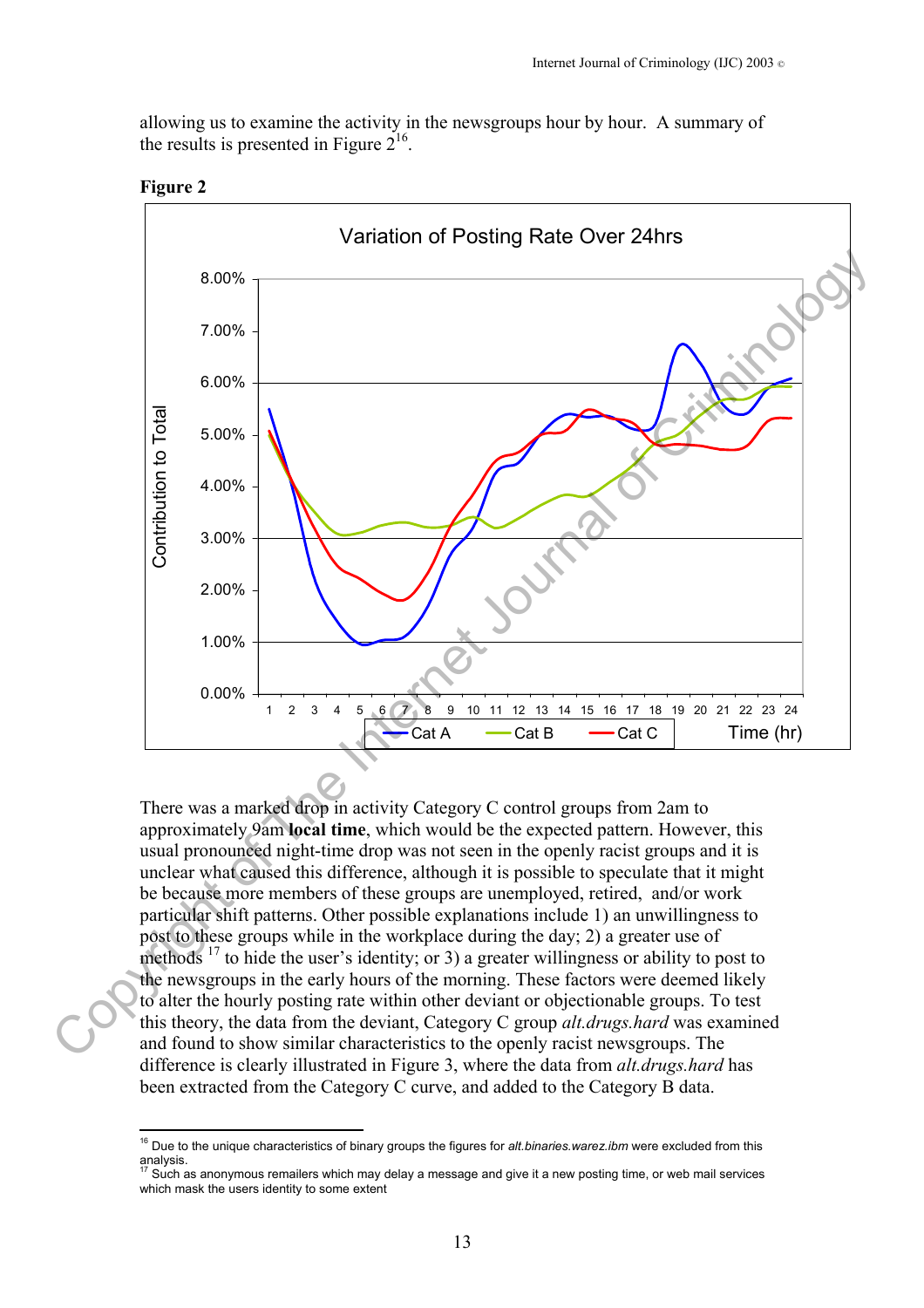allowing us to examine the activity in the newsgroups hour by hour. A summary of the results is presented in Figure 2[16].

**Figure 2**

There was a marked drop in activity Category C control groups from 2am to approximately 9am **local time**, which would be the expected pattern. However, this usual pronounced night-time drop was not seen in the openly racist groups and it is unclear what caused this difference, although it is possible to speculate that it might be because more members of these groups are unemployed, retired, and/or work particular shift patterns. Other possible explanations include 1) an unwillingness to post to these groups while in the workplace during the day; 2) a greater use of methods [17] to hide the user's identity; or 3) a greater willingness or ability to post to the newsgroups in the early hours of the morning. These factors were deemed likely to alter the hourly posting rate within other deviant or objectionable groups. To test this theory, the data from the deviant, Category C group *alt.drugs.hard* was examined and found to show similar characteristics to the openly racist newsgroups. The difference is clearly illustrated in Figure 3, where the data from *alt.drugs.hard* has been extracted from the Category C curve, and added to the Category B data.

---

[16] Due to the unique characteristics of binary groups the figures for *alt.binaries.warez.ibm* were excluded from this analysis.

[17] Such as anonymous remailers which may delay a message and give it a new posting time, or web mail services which mask the users identity to some extent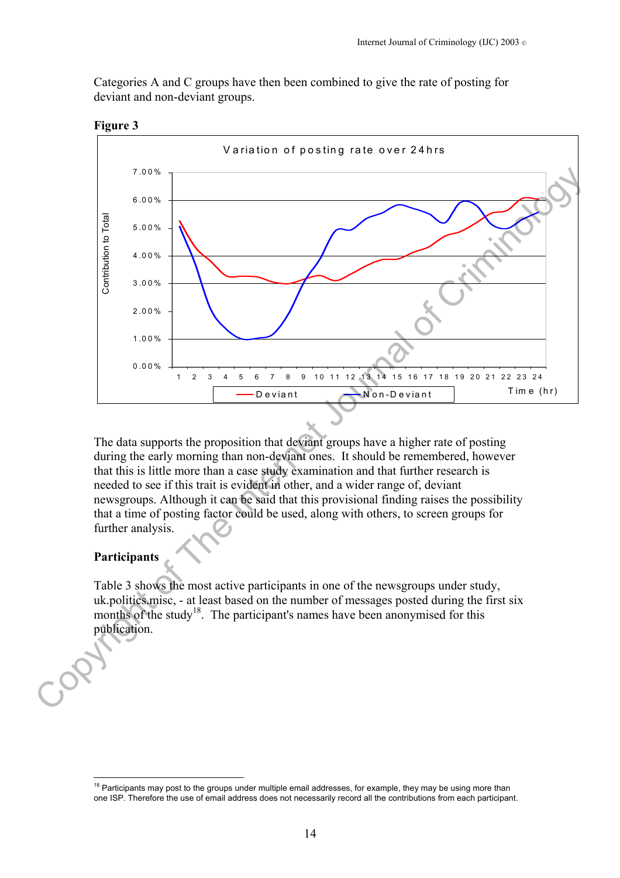Categories A and C groups have then been combined to give the rate of posting for deviant and non-deviant groups.

**Figure 3**

The data supports the proposition that deviant groups have a higher rate of posting during the early morning than non-deviant ones. It should be remembered, however that this is little more than a case study examination and that further research is needed to see if this trait is evident in other, and a wider range of, deviant newsgroups. Although it can be said that this provisional finding raises the possibility that a time of posting factor could be used, along with others, to screen groups for further analysis.

**Participants**

Table 3 shows the most active participants in one of the newsgroups under study, uk.politics.misc, - at least based on the number of messages posted during the first six months of the study[18]. The participant's names have been anonymised for this publication.

---

[18] Participants may post to the groups under multiple email addresses, for example, they may be using more than one ISP. Therefore the use of email address does not necessarily record all the contributions from each participant.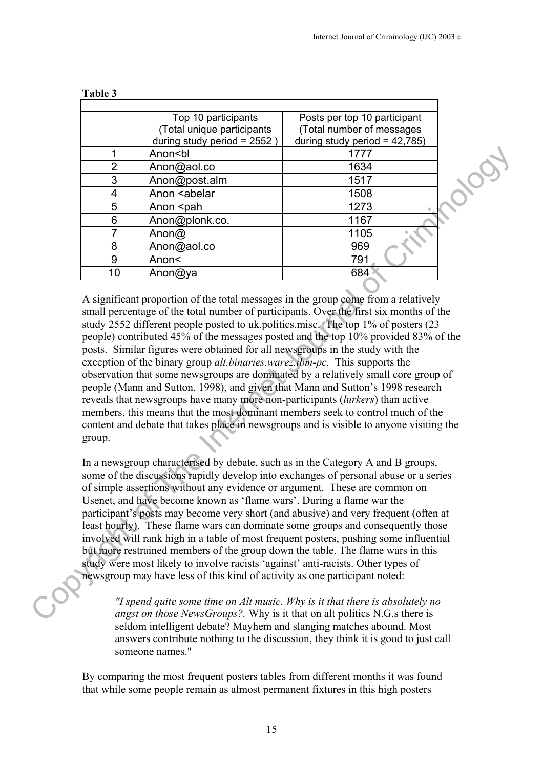**Table 3**

| | Top 10 participants (Total unique participants during study period = 2552 ) | Posts per top 10 participant (Total number of messages during study period = 42,785) |
|---|---|---|
| 1 | Anon<bl | 1777 |
| 2 | Anon@aol.co | 1634 |
| 3 | Anon@post.alm | 1517 |
| 4 | Anon <abelar | 1508 |
| 5 | Anon <pah | 1273 |
| 6 | Anon@plonk.co. | 1167 |
| 7 | Anon@ | 1105 |
| 8 | Anon@aol.co | 969 |
| 9 | Anon< | 791 |
| 10 | Anon@ya | 684 |

A significant proportion of the total messages in the group come from a relatively small percentage of the total number of participants. Over the first six months of the study 2552 different people posted to uk.politics.misc. The top 1% of posters (23 people) contributed 45% of the messages posted and the top 10% provided 83% of the posts. Similar figures were obtained for all newsgroups in the study with the exception of the binary group *alt.binaries.warez.ibm-pc.* This supports the observation that some newsgroups are dominated by a relatively small core group of people (Mann and Sutton, 1998), and given that Mann and Sutton's 1998 research reveals that newsgroups have many more non-participants (*lurkers*) than active members, this means that the most dominant members seek to control much of the content and debate that takes place in newsgroups and is visible to anyone visiting the group.

In a newsgroup characterised by debate, such as in the Category A and B groups, some of the discussions rapidly develop into exchanges of personal abuse or a series of simple assertions without any evidence or argument. These are common on Usenet, and have become known as 'flame wars'. During a flame war the participant's posts may become very short (and abusive) and very frequent (often at least hourly). These flame wars can dominate some groups and consequently those involved will rank high in a table of most frequent posters, pushing some influential but more restrained members of the group down the table. The flame wars in this study were most likely to involve racists 'against' anti-racists. Other types of newsgroup may have less of this kind of activity as one participant noted:

> *"I spend quite some time on Alt music. Why is it that there is absolutely no angst on those NewsGroups?.* Why is it that on alt politics N.G.s there is seldom intelligent debate? Mayhem and slanging matches abound. Most answers contribute nothing to the discussion, they think it is good to just call someone names."

By comparing the most frequent posters tables from different months it was found that while some people remain as almost permanent fixtures in this high posters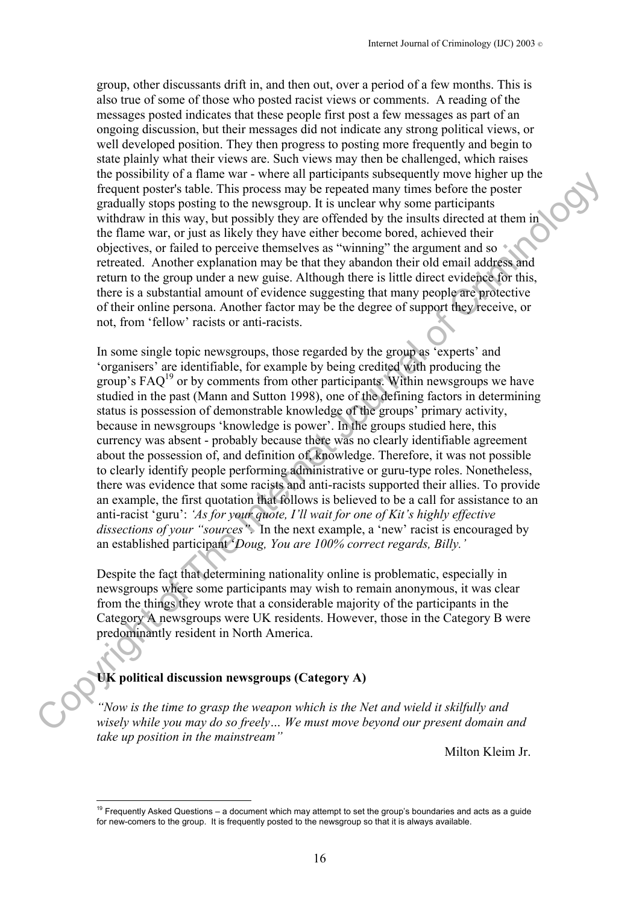group, other discussants drift in, and then out, over a period of a few months. This is also true of some of those who posted racist views or comments. A reading of the messages posted indicates that these people first post a few messages as part of an ongoing discussion, but their messages did not indicate any strong political views, or well developed position. They then progress to posting more frequently and begin to state plainly what their views are. Such views may then be challenged, which raises the possibility of a flame war - where all participants subsequently move higher up the frequent poster's table. This process may be repeated many times before the poster gradually stops posting to the newsgroup. It is unclear why some participants withdraw in this way, but possibly they are offended by the insults directed at them in the flame war, or just as likely they have either become bored, achieved their objectives, or failed to perceive themselves as "winning" the argument and so retreated. Another explanation may be that they abandon their old email address and return to the group under a new guise. Although there is little direct evidence for this, there is a substantial amount of evidence suggesting that many people are protective of their online persona. Another factor may be the degree of support they receive, or not, from 'fellow' racists or anti-racists.

In some single topic newsgroups, those regarded by the group as 'experts' and 'organisers' are identifiable, for example by being credited with producing the group's FAQ[19] or by comments from other participants. Within newsgroups we have studied in the past (Mann and Sutton 1998), one of the defining factors in determining status is possession of demonstrable knowledge of the groups' primary activity, because in newsgroups 'knowledge is power'. In the groups studied here, this currency was absent - probably because there was no clearly identifiable agreement about the possession of, and definition of, knowledge. Therefore, it was not possible to clearly identify people performing administrative or guru-type roles. Nonetheless, there was evidence that some racists and anti-racists supported their allies. To provide an example, the first quotation that follows is believed to be a call for assistance to an anti-racist 'guru': *'As for your quote, I'll wait for one of Kit's highly effective dissections of your "sources".* In the next example, a 'new' racist is encouraged by an established participant '*Doug, You are 100% correct regards, Billy.'*

Despite the fact that determining nationality online is problematic, especially in newsgroups where some participants may wish to remain anonymous, it was clear from the things they wrote that a considerable majority of the participants in the Category A newsgroups were UK residents. However, those in the Category B were predominantly resident in North America.

## UK political discussion newsgroups (Category A)

*"Now is the time to grasp the weapon which is the Net and wield it skilfully and wisely while you may do so freely… We must move beyond our present domain and take up position in the mainstream"*

Milton Kleim Jr.

[19] Frequently Asked Questions – a document which may attempt to set the group's boundaries and acts as a guide for new-comers to the group. It is frequently posted to the newsgroup so that it is always available.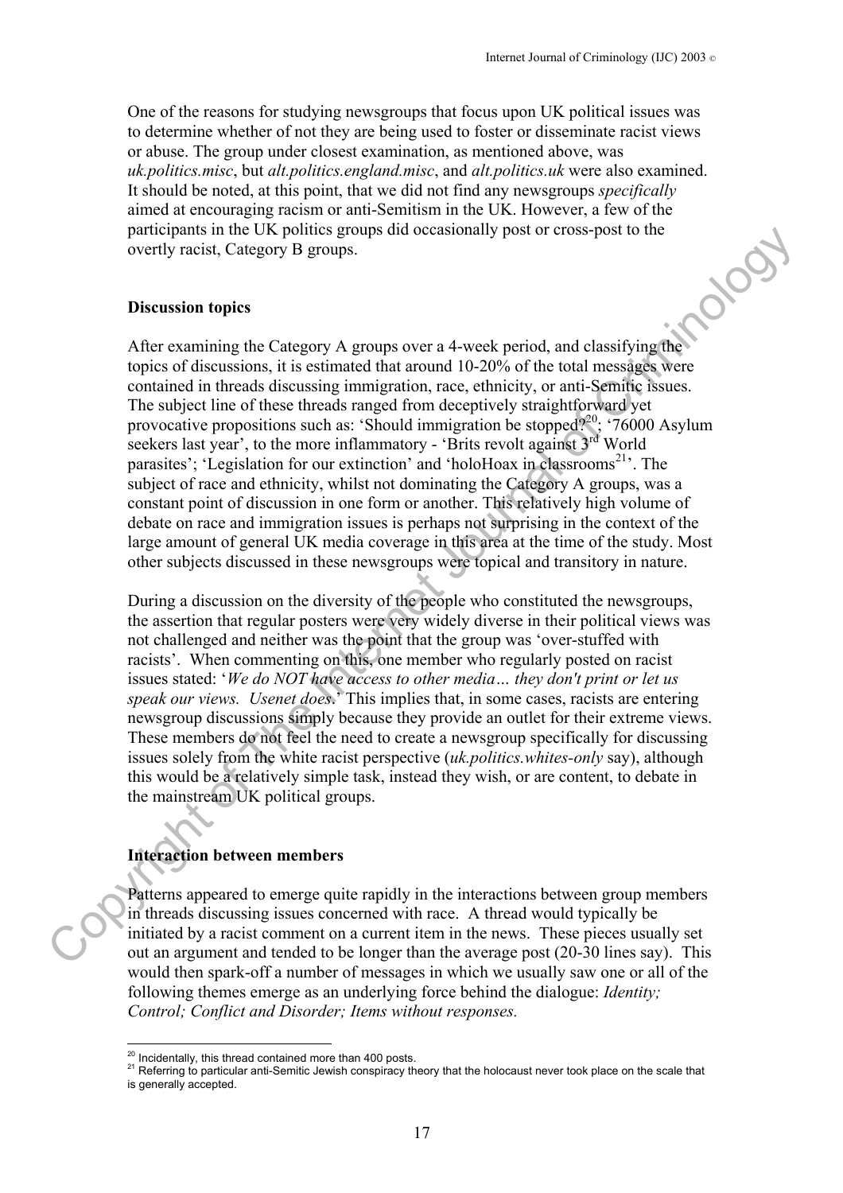One of the reasons for studying newsgroups that focus upon UK political issues was to determine whether of not they are being used to foster or disseminate racist views or abuse. The group under closest examination, as mentioned above, was *uk.politics.misc*, but *alt.politics.england.misc*, and *alt.politics.uk* were also examined. It should be noted, at this point, that we did not find any newsgroups *specifically* aimed at encouraging racism or anti-Semitism in the UK. However, a few of the participants in the UK politics groups did occasionally post or cross-post to the overtly racist, Category B groups.

### Discussion topics

After examining the Category A groups over a 4-week period, and classifying the topics of discussions, it is estimated that around 10-20% of the total messages were contained in threads discussing immigration, race, ethnicity, or anti-Semitic issues. The subject line of these threads ranged from deceptively straightforward yet provocative propositions such as: 'Should immigration be stopped?'[20]; '76000 Asylum seekers last year', to the more inflammatory - 'Brits revolt against 3rd World parasites'; 'Legislation for our extinction' and 'holoHoax in classrooms[21]'. The subject of race and ethnicity, whilst not dominating the Category A groups, was a constant point of discussion in one form or another. This relatively high volume of debate on race and immigration issues is perhaps not surprising in the context of the large amount of general UK media coverage in this area at the time of the study. Most other subjects discussed in these newsgroups were topical and transitory in nature.

During a discussion on the diversity of the people who constituted the newsgroups, the assertion that regular posters were very widely diverse in their political views was not challenged and neither was the point that the group was 'over-stuffed with racists'. When commenting on this, one member who regularly posted on racist issues stated: '*We do NOT have access to other media… they don't print or let us speak our views. Usenet does.*' This implies that, in some cases, racists are entering newsgroup discussions simply because they provide an outlet for their extreme views. These members do not feel the need to create a newsgroup specifically for discussing issues solely from the white racist perspective (*uk.politics.whites-only* say), although this would be a relatively simple task, instead they wish, or are content, to debate in the mainstream UK political groups.

### Interaction between members

Patterns appeared to emerge quite rapidly in the interactions between group members in threads discussing issues concerned with race. A thread would typically be initiated by a racist comment on a current item in the news. These pieces usually set out an argument and tended to be longer than the average post (20-30 lines say). This would then spark-off a number of messages in which we usually saw one or all of the following themes emerge as an underlying force behind the dialogue: *Identity; Control; Conflict and Disorder; Items without responses.*

[20] Incidentally, this thread contained more than 400 posts.

[21] Referring to particular anti-Semitic Jewish conspiracy theory that the holocaust never took place on the scale that is generally accepted.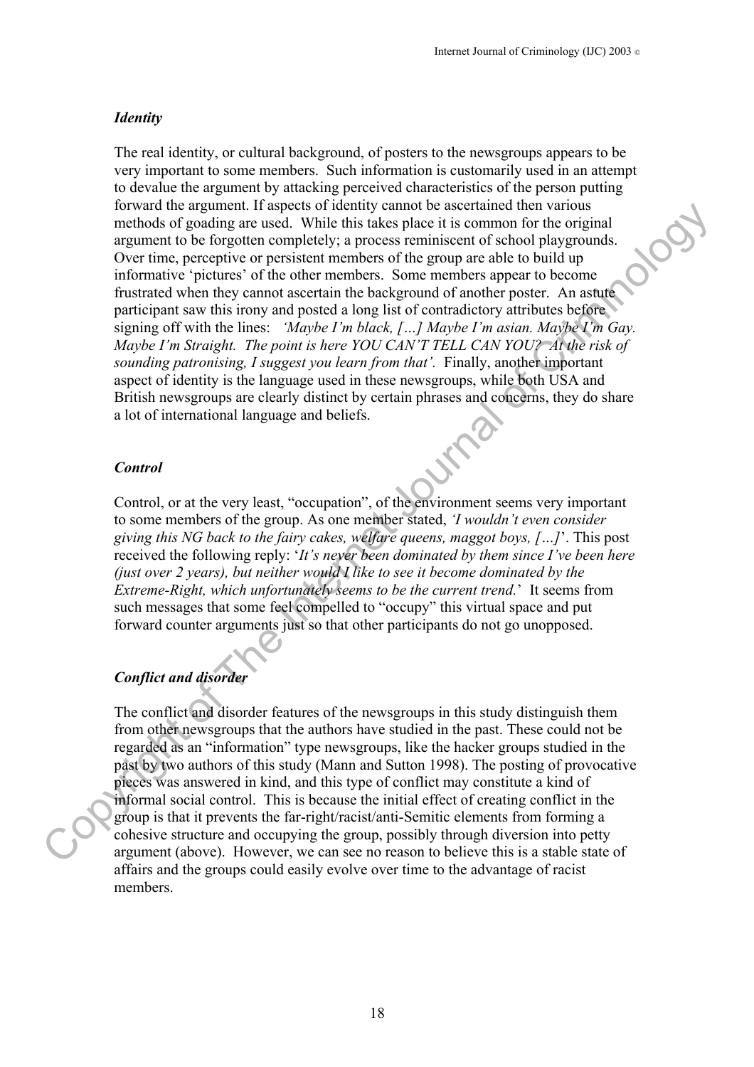### *Identity*

The real identity, or cultural background, of posters to the newsgroups appears to be very important to some members. Such information is customarily used in an attempt to devalue the argument by attacking perceived characteristics of the person putting forward the argument. If aspects of identity cannot be ascertained then various methods of goading are used. While this takes place it is common for the original argument to be forgotten completely; a process reminiscent of school playgrounds. Over time, perceptive or persistent members of the group are able to build up informative 'pictures' of the other members. Some members appear to become frustrated when they cannot ascertain the background of another poster. An astute participant saw this irony and posted a long list of contradictory attributes before signing off with the lines: *'Maybe I'm black, […] Maybe I'm asian. Maybe I'm Gay. Maybe I'm Straight. The point is here YOU CAN'T TELL CAN YOU? At the risk of sounding patronising, I suggest you learn from that'.* Finally, another important aspect of identity is the language used in these newsgroups, while both USA and British newsgroups are clearly distinct by certain phrases and concerns, they do share a lot of international language and beliefs.

### *Control*

Control, or at the very least, "occupation", of the environment seems very important to some members of the group. As one member stated, *'I wouldn't even consider giving this NG back to the fairy cakes, welfare queens, maggot boys, […]*'. This post received the following reply: '*It's never been dominated by them since I've been here (just over 2 years), but neither would I like to see it become dominated by the Extreme-Right, which unfortunately seems to be the current trend.*' It seems from such messages that some feel compelled to "occupy" this virtual space and put forward counter arguments just so that other participants do not go unopposed.

### *Conflict and disorder*

The conflict and disorder features of the newsgroups in this study distinguish them from other newsgroups that the authors have studied in the past. These could not be regarded as an "information" type newsgroups, like the hacker groups studied in the past by two authors of this study (Mann and Sutton 1998). The posting of provocative pieces was answered in kind, and this type of conflict may constitute a kind of informal social control. This is because the initial effect of creating conflict in the group is that it prevents the far-right/racist/anti-Semitic elements from forming a cohesive structure and occupying the group, possibly through diversion into petty argument (above). However, we can see no reason to believe this is a stable state of affairs and the groups could easily evolve over time to the advantage of racist members.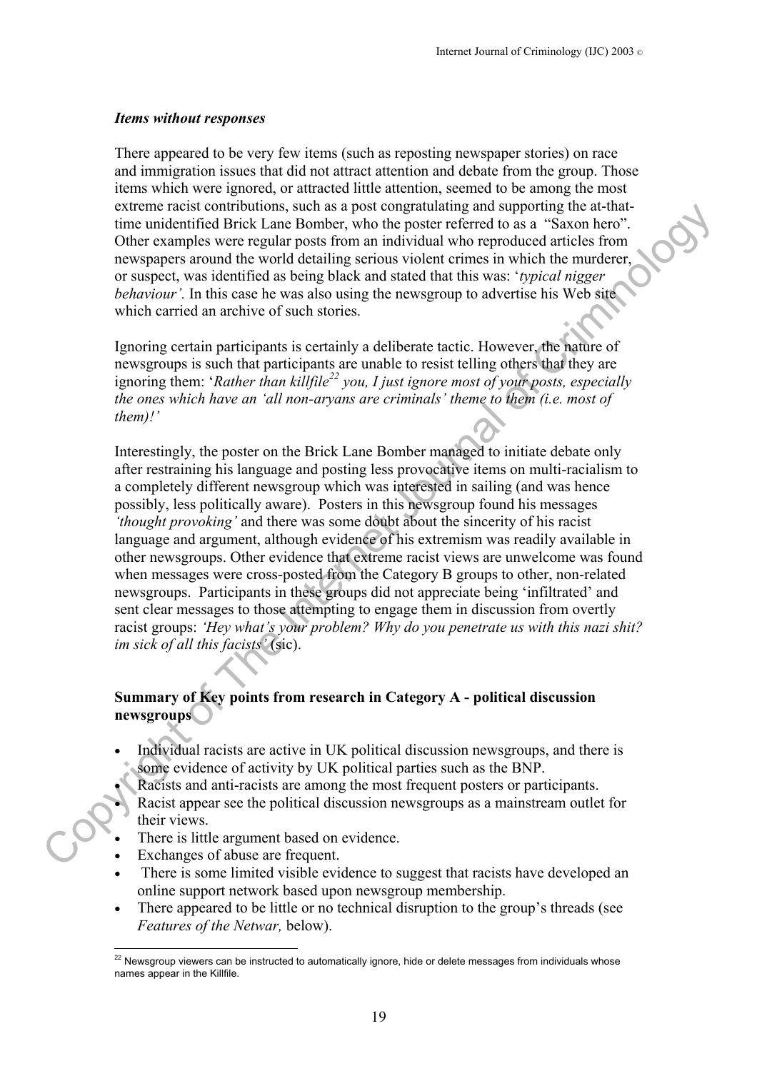### *Items without responses*

There appeared to be very few items (such as reposting newspaper stories) on race and immigration issues that did not attract attention and debate from the group. Those items which were ignored, or attracted little attention, seemed to be among the most extreme racist contributions, such as a post congratulating and supporting the at-that-time unidentified Brick Lane Bomber, who the poster referred to as a "Saxon hero". Other examples were regular posts from an individual who reproduced articles from newspapers around the world detailing serious violent crimes in which the murderer, or suspect, was identified as being black and stated that this was: '*typical nigger behaviour'.* In this case he was also using the newsgroup to advertise his Web site which carried an archive of such stories.

Ignoring certain participants is certainly a deliberate tactic. However, the nature of newsgroups is such that participants are unable to resist telling others that they are ignoring them: '*Rather than killfile*[22] *you, I just ignore most of your posts, especially the ones which have an 'all non-aryans are criminals' theme to them (i.e. most of them)!'*

Interestingly, the poster on the Brick Lane Bomber managed to initiate debate only after restraining his language and posting less provocative items on multi-racialism to a completely different newsgroup which was interested in sailing (and was hence possibly, less politically aware). Posters in this newsgroup found his messages *'thought provoking'* and there was some doubt about the sincerity of his racist language and argument, although evidence of his extremism was readily available in other newsgroups. Other evidence that extreme racist views are unwelcome was found when messages were cross-posted from the Category B groups to other, non-related newsgroups. Participants in these groups did not appreciate being 'infiltrated' and sent clear messages to those attempting to engage them in discussion from overtly racist groups: *'Hey what's your problem? Why do you penetrate us with this nazi shit? im sick of all this facists'* (sic).

### Summary of Key points from research in Category A - political discussion newsgroups

- Individual racists are active in UK political discussion newsgroups, and there is some evidence of activity by UK political parties such as the BNP.
- Racists and anti-racists are among the most frequent posters or participants.
- Racist appear see the political discussion newsgroups as a mainstream outlet for their views.
- There is little argument based on evidence.
- Exchanges of abuse are frequent.
- There is some limited visible evidence to suggest that racists have developed an online support network based upon newsgroup membership.
- There appeared to be little or no technical disruption to the group's threads (see *Features of the Netwar,* below).

[22] Newsgroup viewers can be instructed to automatically ignore, hide or delete messages from individuals whose names appear in the Killfile.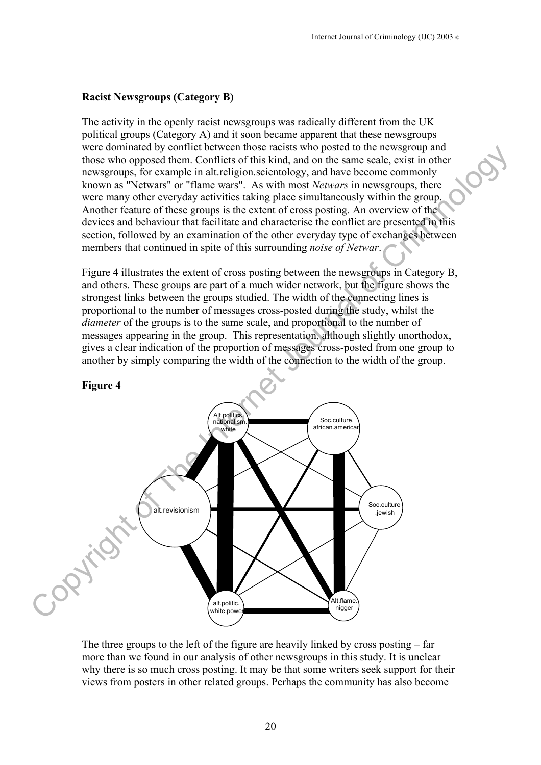**Racist Newsgroups (Category B)**

The activity in the openly racist newsgroups was radically different from the UK political groups (Category A) and it soon became apparent that these newsgroups were dominated by conflict between those racists who posted to the newsgroup and those who opposed them. Conflicts of this kind, and on the same scale, exist in other newsgroups, for example in alt.religion.scientology, and have become commonly known as "Netwars" or "flame wars". As with most *Netwars* in newsgroups, there were many other everyday activities taking place simultaneously within the group. Another feature of these groups is the extent of cross posting. An overview of the devices and behaviour that facilitate and characterise the conflict are presented in this section, followed by an examination of the other everyday type of exchanges between members that continued in spite of this surrounding *noise of Netwar*.

Figure 4 illustrates the extent of cross posting between the newsgroups in Category B, and others. These groups are part of a much wider network, but the figure shows the strongest links between the groups studied. The width of the connecting lines is proportional to the number of messages cross-posted during the study, whilst the *diameter* of the groups is to the same scale, and proportional to the number of messages appearing in the group. This representation, although slightly unorthodox, gives a clear indication of the proportion of messages cross-posted from one group to another by simply comparing the width of the connection to the width of the group.

**Figure 4**

The three groups to the left of the figure are heavily linked by cross posting – far more than we found in our analysis of other newsgroups in this study. It is unclear why there is so much cross posting. It may be that some writers seek support for their views from posters in other related groups. Perhaps the community has also become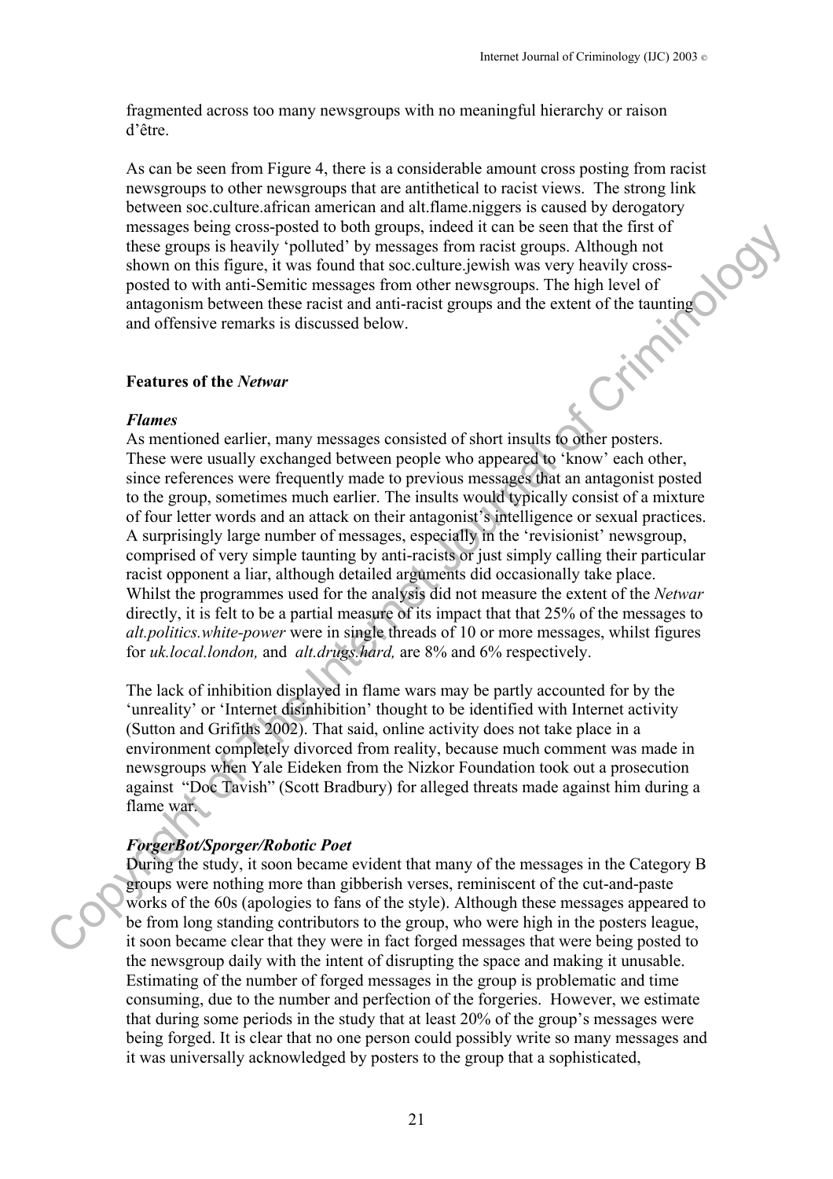fragmented across too many newsgroups with no meaningful hierarchy or raison d'être.

As can be seen from Figure 4, there is a considerable amount cross posting from racist newsgroups to other newsgroups that are antithetical to racist views. The strong link between soc.culture.african american and alt.flame.niggers is caused by derogatory messages being cross-posted to both groups, indeed it can be seen that the first of these groups is heavily 'polluted' by messages from racist groups. Although not shown on this figure, it was found that soc.culture.jewish was very heavily cross-posted to with anti-Semitic messages from other newsgroups. The high level of antagonism between these racist and anti-racist groups and the extent of the taunting and offensive remarks is discussed below.

## Features of the *Netwar*

### *Flames*

As mentioned earlier, many messages consisted of short insults to other posters. These were usually exchanged between people who appeared to 'know' each other, since references were frequently made to previous messages that an antagonist posted to the group, sometimes much earlier. The insults would typically consist of a mixture of four letter words and an attack on their antagonist's intelligence or sexual practices. A surprisingly large number of messages, especially in the 'revisionist' newsgroup, comprised of very simple taunting by anti-racists or just simply calling their particular racist opponent a liar, although detailed arguments did occasionally take place. Whilst the programmes used for the analysis did not measure the extent of the *Netwar* directly, it is felt to be a partial measure of its impact that that 25% of the messages to *alt.politics.white-power* were in single threads of 10 or more messages, whilst figures for *uk.local.london,* and *alt.drugs.hard,* are 8% and 6% respectively.

The lack of inhibition displayed in flame wars may be partly accounted for by the 'unreality' or 'Internet disinhibition' thought to be identified with Internet activity (Sutton and Grifiths 2002). That said, online activity does not take place in a environment completely divorced from reality, because much comment was made in newsgroups when Yale Eideken from the Nizkor Foundation took out a prosecution against "Doc Tavish" (Scott Bradbury) for alleged threats made against him during a flame war.

### *ForgerBot/Sporger/Robotic Poet*

During the study, it soon became evident that many of the messages in the Category B groups were nothing more than gibberish verses, reminiscent of the cut-and-paste works of the 60s (apologies to fans of the style). Although these messages appeared to be from long standing contributors to the group, who were high in the posters league, it soon became clear that they were in fact forged messages that were being posted to the newsgroup daily with the intent of disrupting the space and making it unusable. Estimating of the number of forged messages in the group is problematic and time consuming, due to the number and perfection of the forgeries. However, we estimate that during some periods in the study that at least 20% of the group's messages were being forged. It is clear that no one person could possibly write so many messages and it was universally acknowledged by posters to the group that a sophisticated,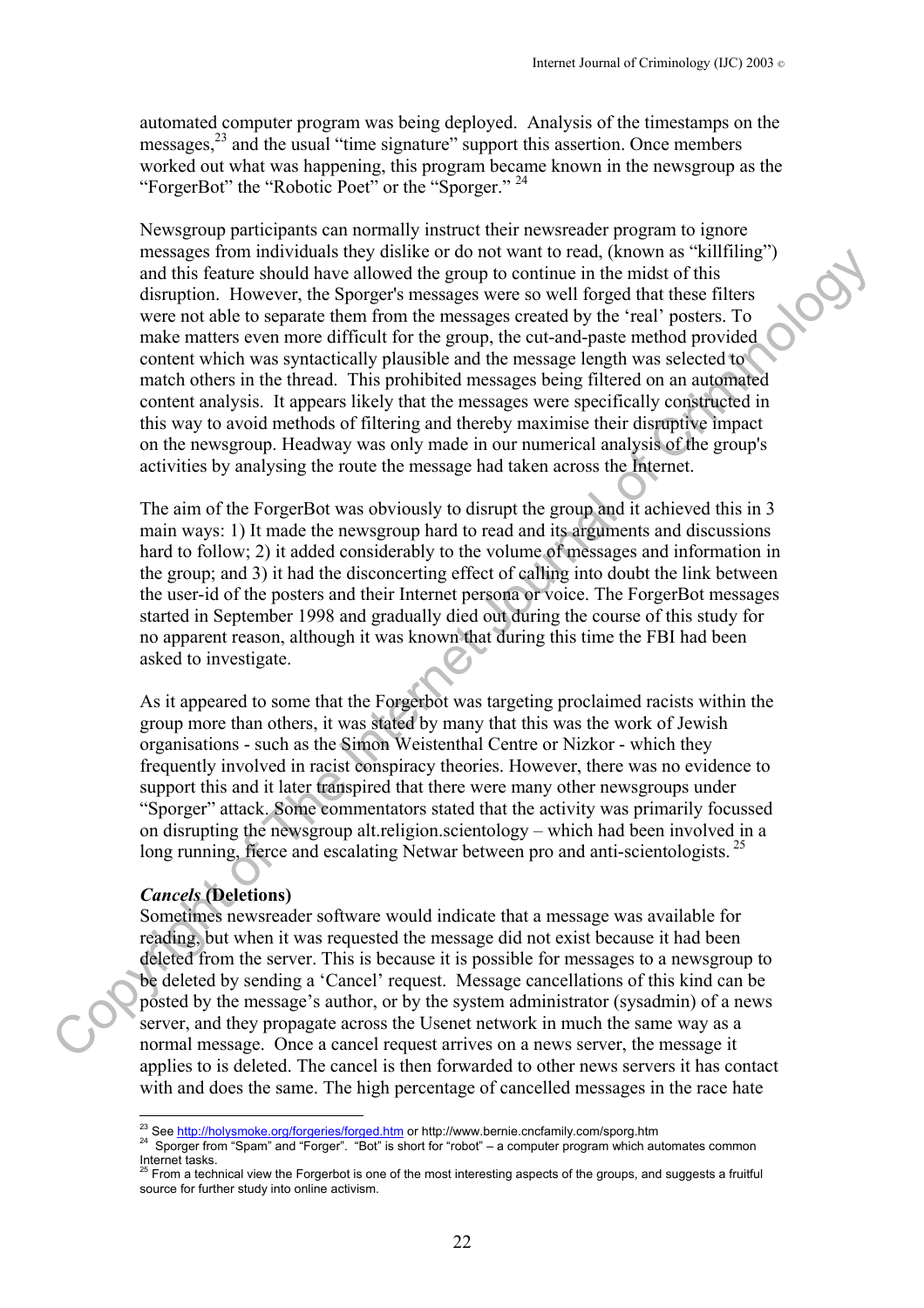automated computer program was being deployed. Analysis of the timestamps on the messages,[23] and the usual "time signature" support this assertion. Once members worked out what was happening, this program became known in the newsgroup as the "ForgerBot" the "Robotic Poet" or the "Sporger." [24]

Newsgroup participants can normally instruct their newsreader program to ignore messages from individuals they dislike or do not want to read, (known as "killfiling") and this feature should have allowed the group to continue in the midst of this disruption. However, the Sporger's messages were so well forged that these filters were not able to separate them from the messages created by the 'real' posters. To make matters even more difficult for the group, the cut-and-paste method provided content which was syntactically plausible and the message length was selected to match others in the thread. This prohibited messages being filtered on an automated content analysis. It appears likely that the messages were specifically constructed in this way to avoid methods of filtering and thereby maximise their disruptive impact on the newsgroup. Headway was only made in our numerical analysis of the group's activities by analysing the route the message had taken across the Internet.

The aim of the ForgerBot was obviously to disrupt the group and it achieved this in 3 main ways: 1) It made the newsgroup hard to read and its arguments and discussions hard to follow; 2) it added considerably to the volume of messages and information in the group; and 3) it had the disconcerting effect of calling into doubt the link between the user-id of the posters and their Internet persona or voice. The ForgerBot messages started in September 1998 and gradually died out during the course of this study for no apparent reason, although it was known that during this time the FBI had been asked to investigate.

As it appeared to some that the Forgerbot was targeting proclaimed racists within the group more than others, it was stated by many that this was the work of Jewish organisations - such as the Simon Weistenthal Centre or Nizkor - which they frequently involved in racist conspiracy theories. However, there was no evidence to support this and it later transpired that there were many other newsgroups under "Sporger" attack. Some commentators stated that the activity was primarily focussed on disrupting the newsgroup alt.religion.scientology – which had been involved in a long running, fierce and escalating Netwar between pro and anti-scientologists. [25]

***Cancels* (Deletions)**

Sometimes newsreader software would indicate that a message was available for reading, but when it was requested the message did not exist because it had been deleted from the server. This is because it is possible for messages to a newsgroup to be deleted by sending a 'Cancel' request. Message cancellations of this kind can be posted by the message's author, or by the system administrator (sysadmin) of a news server, and they propagate across the Usenet network in much the same way as a normal message. Once a cancel request arrives on a news server, the message it applies to is deleted. The cancel is then forwarded to other news servers it has contact with and does the same. The high percentage of cancelled messages in the race hate

---

[23] See http://holysmoke.org/forgeries/forged.htm or http://www.bernie.cncfamily.com/sporg.htm

[24] Sporger from "Spam" and "Forger". "Bot" is short for "robot" – a computer program which automates common Internet tasks.

[25] From a technical view the Forgerbot is one of the most interesting aspects of the groups, and suggests a fruitful source for further study into online activism.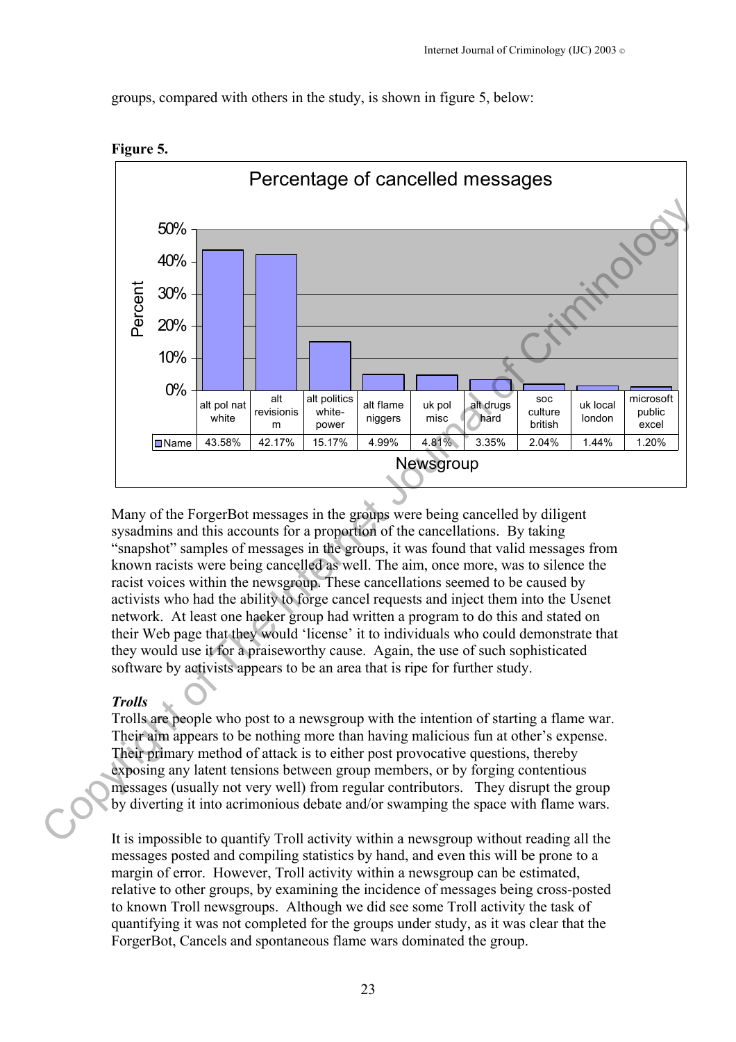groups, compared with others in the study, is shown in figure 5, below:

**Figure 5.**

Percentage of cancelled messages

| Newsgroup | alt pol nat white | alt revisionism | alt politics white-power | alt flame niggers | uk pol misc | alt drugs hard | soc culture british | uk local london | microsoft public excel |
|---|---|---|---|---|---|---|---|---|---|
| Name | 43.58% | 42.17% | 15.17% | 4.99% | 4.81% | 3.35% | 2.04% | 1.44% | 1.20% |

Many of the ForgerBot messages in the groups were being cancelled by diligent sysadmins and this accounts for a proportion of the cancellations. By taking "snapshot" samples of messages in the groups, it was found that valid messages from known racists were being cancelled as well. The aim, once more, was to silence the racist voices within the newsgroup. These cancellations seemed to be caused by activists who had the ability to forge cancel requests and inject them into the Usenet network. At least one hacker group had written a program to do this and stated on their Web page that they would 'license' it to individuals who could demonstrate that they would use it for a praiseworthy cause. Again, the use of such sophisticated software by activists appears to be an area that is ripe for further study.

***Trolls***

Trolls are people who post to a newsgroup with the intention of starting a flame war. Their aim appears to be nothing more than having malicious fun at other's expense. Their primary method of attack is to either post provocative questions, thereby exposing any latent tensions between group members, or by forging contentious messages (usually not very well) from regular contributors. They disrupt the group by diverting it into acrimonious debate and/or swamping the space with flame wars.

It is impossible to quantify Troll activity within a newsgroup without reading all the messages posted and compiling statistics by hand, and even this will be prone to a margin of error. However, Troll activity within a newsgroup can be estimated, relative to other groups, by examining the incidence of messages being cross-posted to known Troll newsgroups. Although we did see some Troll activity the task of quantifying it was not completed for the groups under study, as it was clear that the ForgerBot, Cancels and spontaneous flame wars dominated the group.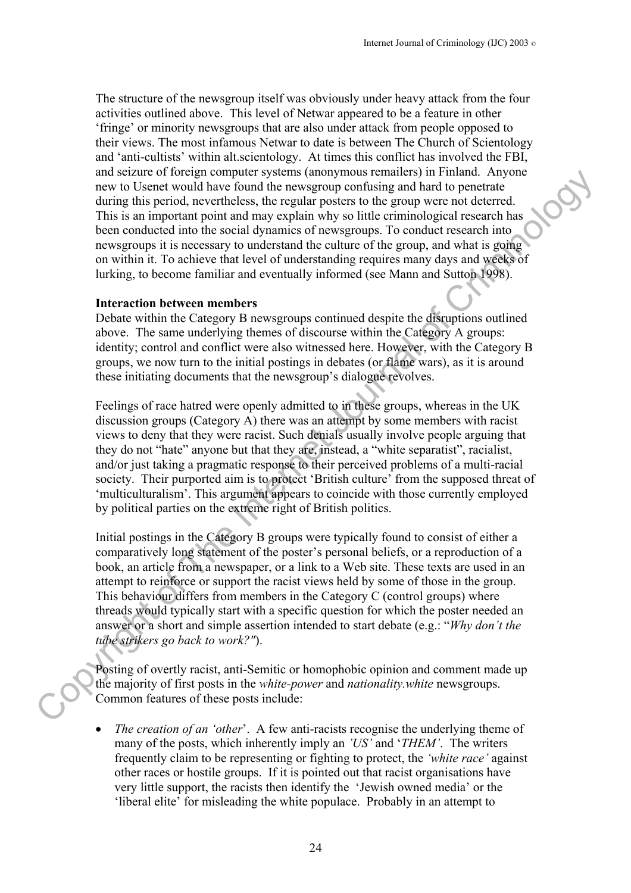The structure of the newsgroup itself was obviously under heavy attack from the four activities outlined above. This level of Netwar appeared to be a feature in other 'fringe' or minority newsgroups that are also under attack from people opposed to their views. The most infamous Netwar to date is between The Church of Scientology and 'anti-cultists' within alt.scientology. At times this conflict has involved the FBI, and seizure of foreign computer systems (anonymous remailers) in Finland. Anyone new to Usenet would have found the newsgroup confusing and hard to penetrate during this period, nevertheless, the regular posters to the group were not deterred. This is an important point and may explain why so little criminological research has been conducted into the social dynamics of newsgroups. To conduct research into newsgroups it is necessary to understand the culture of the group, and what is going on within it. To achieve that level of understanding requires many days and weeks of lurking, to become familiar and eventually informed (see Mann and Sutton 1998).

**Interaction between members**

Debate within the Category B newsgroups continued despite the disruptions outlined above. The same underlying themes of discourse within the Category A groups: identity; control and conflict were also witnessed here. However, with the Category B groups, we now turn to the initial postings in debates (or flame wars), as it is around these initiating documents that the newsgroup's dialogue revolves.

Feelings of race hatred were openly admitted to in these groups, whereas in the UK discussion groups (Category A) there was an attempt by some members with racist views to deny that they were racist. Such denials usually involve people arguing that they do not "hate" anyone but that they are, instead, a "white separatist", racialist, and/or just taking a pragmatic response to their perceived problems of a multi-racial society. Their purported aim is to protect 'British culture' from the supposed threat of 'multiculturalism'. This argument appears to coincide with those currently employed by political parties on the extreme right of British politics.

Initial postings in the Category B groups were typically found to consist of either a comparatively long statement of the poster's personal beliefs, or a reproduction of a book, an article from a newspaper, or a link to a Web site. These texts are used in an attempt to reinforce or support the racist views held by some of those in the group. This behaviour differs from members in the Category C (control groups) where threads would typically start with a specific question for which the poster needed an answer or a short and simple assertion intended to start debate (e.g.: "*Why don't the tube strikers go back to work?"*).

Posting of overtly racist, anti-Semitic or homophobic opinion and comment made up the majority of first posts in the *white-power* and *nationality.white* newsgroups. Common features of these posts include:

- *The creation of an 'other*'. A few anti-racists recognise the underlying theme of many of the posts, which inherently imply an *'US'* and '*THEM'*. The writers frequently claim to be representing or fighting to protect, the *'white race'* against other races or hostile groups. If it is pointed out that racist organisations have very little support, the racists then identify the 'Jewish owned media' or the 'liberal elite' for misleading the white populace. Probably in an attempt to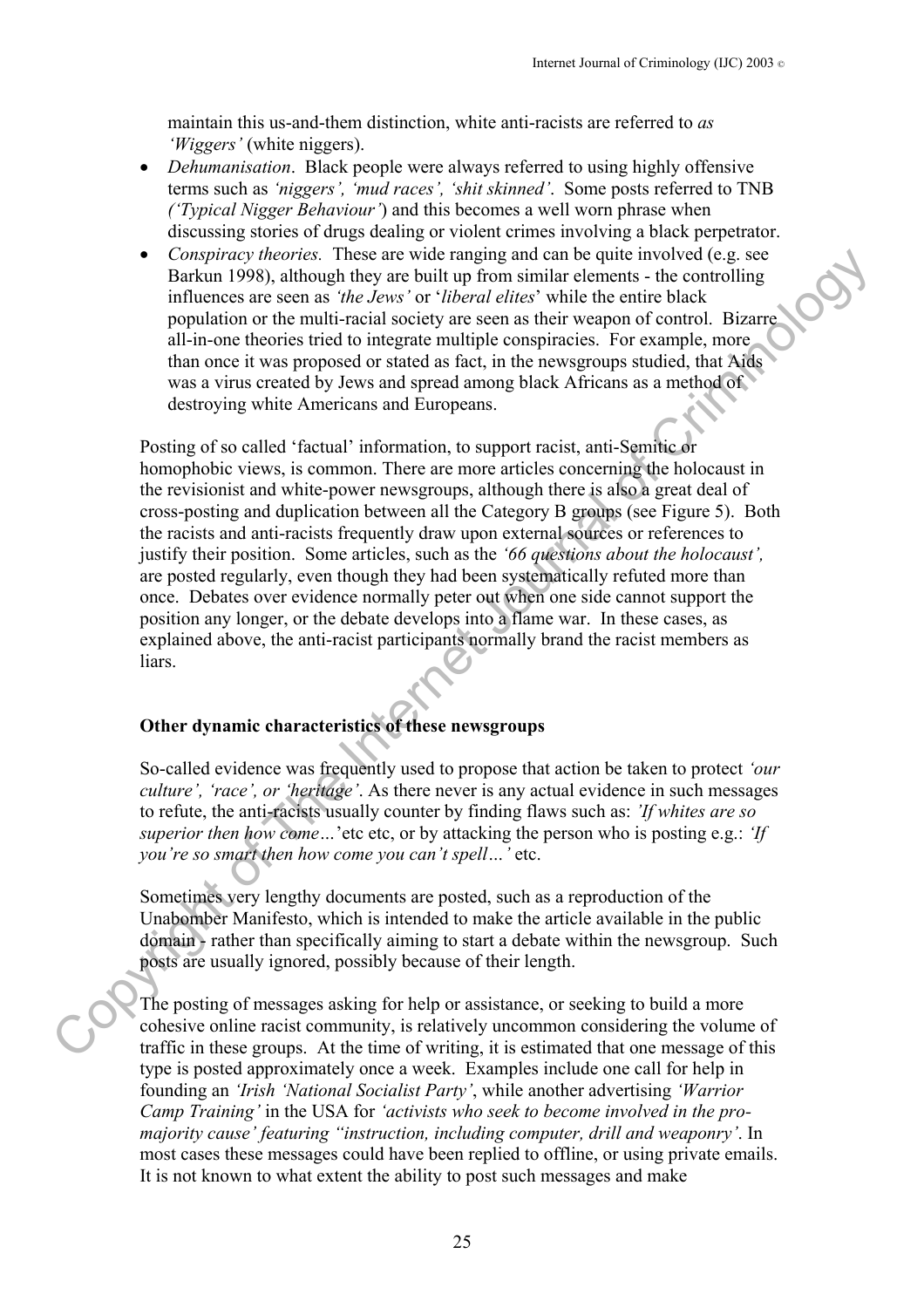maintain this us-and-them distinction, white anti-racists are referred to *as 'Wiggers'* (white niggers).

- *Dehumanisation*. Black people were always referred to using highly offensive terms such as *'niggers', 'mud races', 'shit skinned'*. Some posts referred to TNB *('Typical Nigger Behaviour'*) and this becomes a well worn phrase when discussing stories of drugs dealing or violent crimes involving a black perpetrator.
- *Conspiracy theories.* These are wide ranging and can be quite involved (e.g. see Barkun 1998), although they are built up from similar elements - the controlling influences are seen as *'the Jews'* or '*liberal elites*' while the entire black population or the multi-racial society are seen as their weapon of control. Bizarre all-in-one theories tried to integrate multiple conspiracies. For example, more than once it was proposed or stated as fact, in the newsgroups studied, that Aids was a virus created by Jews and spread among black Africans as a method of destroying white Americans and Europeans.

Posting of so called 'factual' information, to support racist, anti-Semitic or homophobic views, is common. There are more articles concerning the holocaust in the revisionist and white-power newsgroups, although there is also a great deal of cross-posting and duplication between all the Category B groups (see Figure 5). Both the racists and anti-racists frequently draw upon external sources or references to justify their position. Some articles, such as the *'66 questions about the holocaust',* are posted regularly, even though they had been systematically refuted more than once. Debates over evidence normally peter out when one side cannot support the position any longer, or the debate develops into a flame war. In these cases, as explained above, the anti-racist participants normally brand the racist members as liars.

### Other dynamic characteristics of these newsgroups

So-called evidence was frequently used to propose that action be taken to protect *'our culture', 'race', or 'heritage'*. As there never is any actual evidence in such messages to refute, the anti-racists usually counter by finding flaws such as: *'If whites are so superior then how come…'*etc etc, or by attacking the person who is posting e.g.: *'If you're so smart then how come you can't spell…'* etc.

Sometimes very lengthy documents are posted, such as a reproduction of the Unabomber Manifesto, which is intended to make the article available in the public domain - rather than specifically aiming to start a debate within the newsgroup. Such posts are usually ignored, possibly because of their length.

The posting of messages asking for help or assistance, or seeking to build a more cohesive online racist community, is relatively uncommon considering the volume of traffic in these groups. At the time of writing, it is estimated that one message of this type is posted approximately once a week. Examples include one call for help in founding an *'Irish 'National Socialist Party'*, while another advertising *'Warrior Camp Training'* in the USA for *'activists who seek to become involved in the pro-majority cause' featuring "instruction, including computer, drill and weaponry'*. In most cases these messages could have been replied to offline, or using private emails. It is not known to what extent the ability to post such messages and make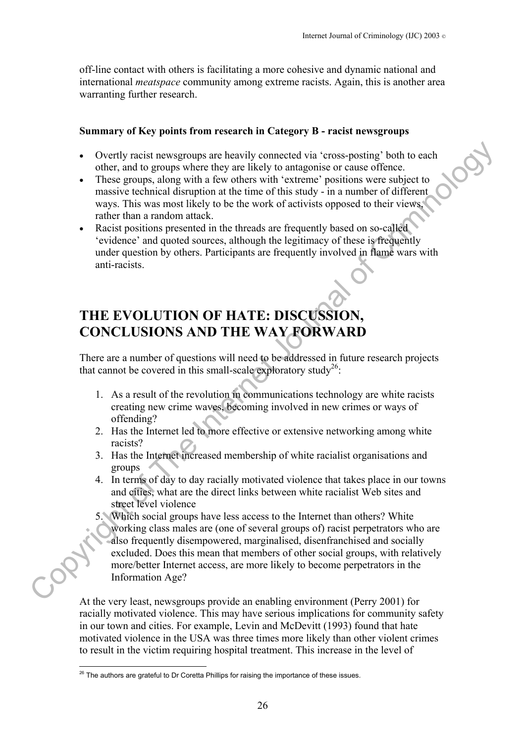off-line contact with others is facilitating a more cohesive and dynamic national and international *meatspace* community among extreme racists. Again, this is another area warranting further research.

**Summary of Key points from research in Category B - racist newsgroups**

- Overtly racist newsgroups are heavily connected via 'cross-posting' both to each other, and to groups where they are likely to antagonise or cause offence.
- These groups, along with a few others with 'extreme' positions were subject to massive technical disruption at the time of this study - in a number of different ways. This was most likely to be the work of activists opposed to their views, rather than a random attack.
- Racist positions presented in the threads are frequently based on so-called 'evidence' and quoted sources, although the legitimacy of these is frequently under question by others. Participants are frequently involved in flame wars with anti-racists.

# THE EVOLUTION OF HATE: DISCUSSION, CONCLUSIONS AND THE WAY FORWARD

There are a number of questions will need to be addressed in future research projects that cannot be covered in this small-scale exploratory study[26]:

1. As a result of the revolution in communications technology are white racists creating new crime waves, becoming involved in new crimes or ways of offending?
2. Has the Internet led to more effective or extensive networking among white racists?
3. Has the Internet increased membership of white racialist organisations and groups
4. In terms of day to day racially motivated violence that takes place in our towns and cities, what are the direct links between white racialist Web sites and street level violence
5. Which social groups have less access to the Internet than others? White working class males are (one of several groups of) racist perpetrators who are also frequently disempowered, marginalised, disenfranchised and socially excluded. Does this mean that members of other social groups, with relatively more/better Internet access, are more likely to become perpetrators in the Information Age?

At the very least, newsgroups provide an enabling environment (Perry 2001) for racially motivated violence. This may have serious implications for community safety in our town and cities. For example, Levin and McDevitt (1993) found that hate motivated violence in the USA was three times more likely than other violent crimes to result in the victim requiring hospital treatment. This increase in the level of

[26] The authors are grateful to Dr Coretta Phillips for raising the importance of these issues.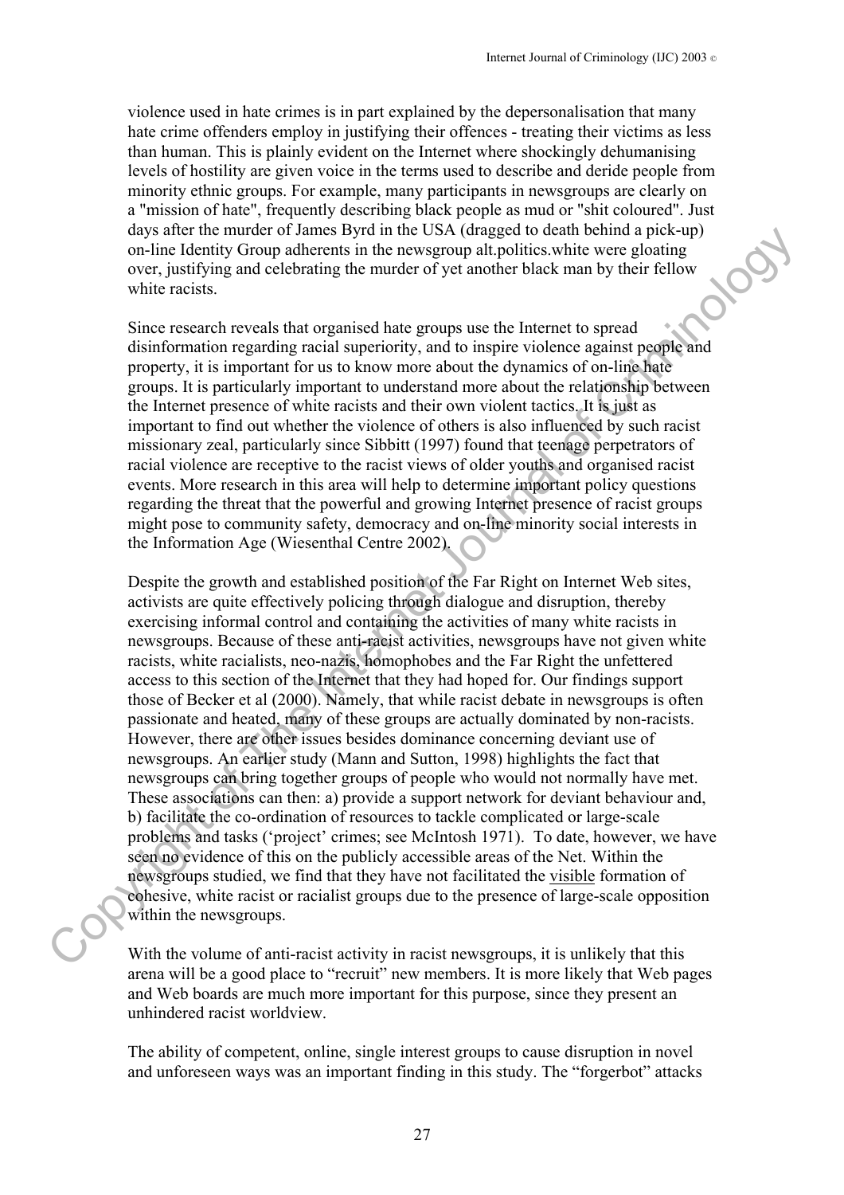violence used in hate crimes is in part explained by the depersonalisation that many hate crime offenders employ in justifying their offences - treating their victims as less than human. This is plainly evident on the Internet where shockingly dehumanising levels of hostility are given voice in the terms used to describe and deride people from minority ethnic groups. For example, many participants in newsgroups are clearly on a "mission of hate", frequently describing black people as mud or "shit coloured". Just days after the murder of James Byrd in the USA (dragged to death behind a pick-up) on-line Identity Group adherents in the newsgroup alt.politics.white were gloating over, justifying and celebrating the murder of yet another black man by their fellow white racists.

Since research reveals that organised hate groups use the Internet to spread disinformation regarding racial superiority, and to inspire violence against people and property, it is important for us to know more about the dynamics of on-line hate groups. It is particularly important to understand more about the relationship between the Internet presence of white racists and their own violent tactics. It is just as important to find out whether the violence of others is also influenced by such racist missionary zeal, particularly since Sibbitt (1997) found that teenage perpetrators of racial violence are receptive to the racist views of older youths and organised racist events. More research in this area will help to determine important policy questions regarding the threat that the powerful and growing Internet presence of racist groups might pose to community safety, democracy and on-line minority social interests in the Information Age (Wiesenthal Centre 2002).

Despite the growth and established position of the Far Right on Internet Web sites, activists are quite effectively policing through dialogue and disruption, thereby exercising informal control and containing the activities of many white racists in newsgroups. Because of these anti-racist activities, newsgroups have not given white racists, white racialists, neo-nazis, homophobes and the Far Right the unfettered access to this section of the Internet that they had hoped for. Our findings support those of Becker et al (2000). Namely, that while racist debate in newsgroups is often passionate and heated, many of these groups are actually dominated by non-racists. However, there are other issues besides dominance concerning deviant use of newsgroups. An earlier study (Mann and Sutton, 1998) highlights the fact that newsgroups can bring together groups of people who would not normally have met. These associations can then: a) provide a support network for deviant behaviour and, b) facilitate the co-ordination of resources to tackle complicated or large-scale problems and tasks ('project' crimes; see McIntosh 1971). To date, however, we have seen no evidence of this on the publicly accessible areas of the Net. Within the newsgroups studied, we find that they have not facilitated the <u>visible</u> formation of cohesive, white racist or racialist groups due to the presence of large-scale opposition within the newsgroups.

With the volume of anti-racist activity in racist newsgroups, it is unlikely that this arena will be a good place to "recruit" new members. It is more likely that Web pages and Web boards are much more important for this purpose, since they present an unhindered racist worldview.

The ability of competent, online, single interest groups to cause disruption in novel and unforeseen ways was an important finding in this study. The "forgerbot" attacks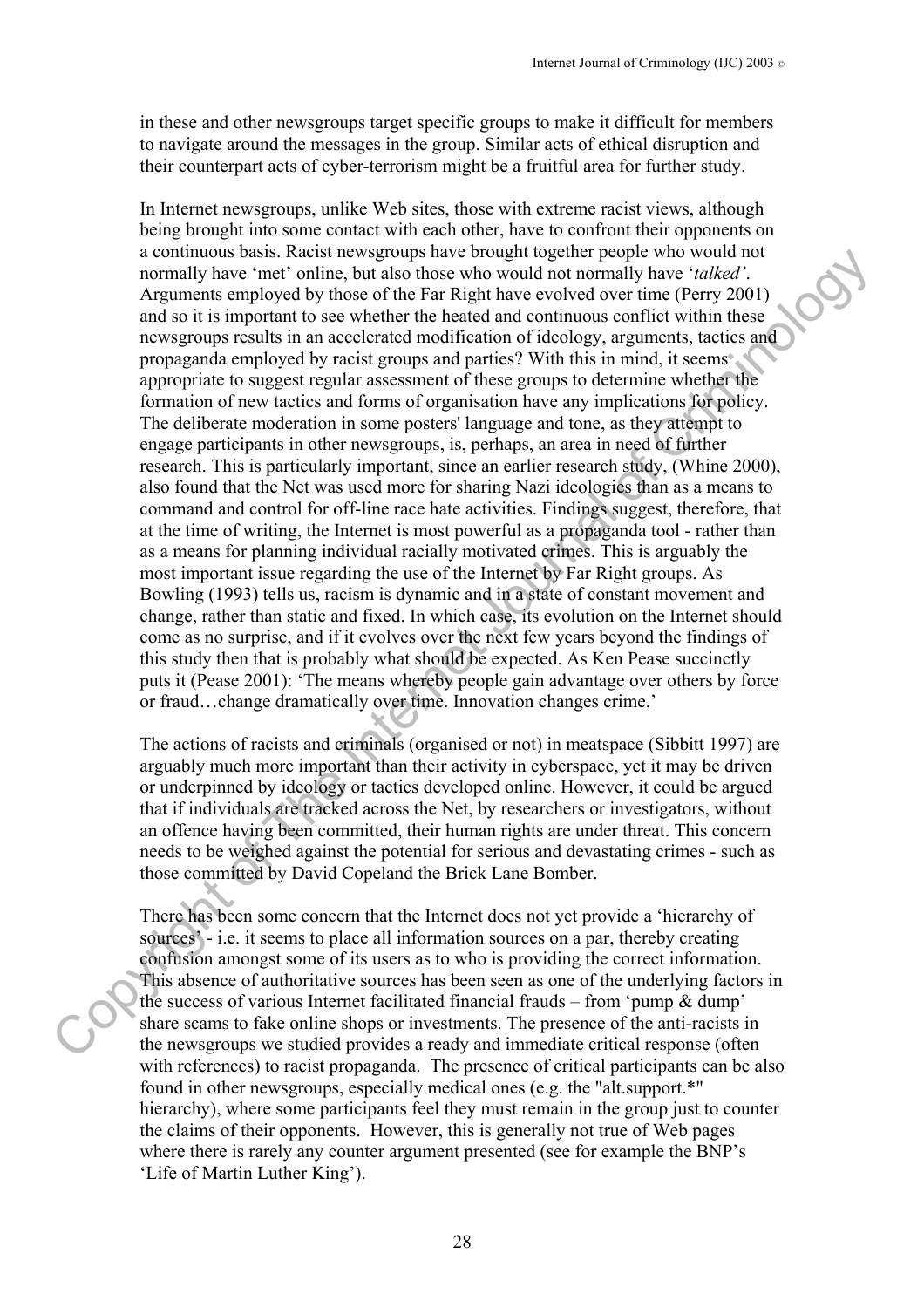in these and other newsgroups target specific groups to make it difficult for members to navigate around the messages in the group. Similar acts of ethical disruption and their counterpart acts of cyber-terrorism might be a fruitful area for further study.

In Internet newsgroups, unlike Web sites, those with extreme racist views, although being brought into some contact with each other, have to confront their opponents on a continuous basis. Racist newsgroups have brought together people who would not normally have 'met' online, but also those who would not normally have '*talked'*. Arguments employed by those of the Far Right have evolved over time (Perry 2001) and so it is important to see whether the heated and continuous conflict within these newsgroups results in an accelerated modification of ideology, arguments, tactics and propaganda employed by racist groups and parties? With this in mind, it seems appropriate to suggest regular assessment of these groups to determine whether the formation of new tactics and forms of organisation have any implications for policy. The deliberate moderation in some posters' language and tone, as they attempt to engage participants in other newsgroups, is, perhaps, an area in need of further research. This is particularly important, since an earlier research study, (Whine 2000), also found that the Net was used more for sharing Nazi ideologies than as a means to command and control for off-line race hate activities. Findings suggest, therefore, that at the time of writing, the Internet is most powerful as a propaganda tool - rather than as a means for planning individual racially motivated crimes. This is arguably the most important issue regarding the use of the Internet by Far Right groups. As Bowling (1993) tells us, racism is dynamic and in a state of constant movement and change, rather than static and fixed. In which case, its evolution on the Internet should come as no surprise, and if it evolves over the next few years beyond the findings of this study then that is probably what should be expected. As Ken Pease succinctly puts it (Pease 2001): 'The means whereby people gain advantage over others by force or fraud…change dramatically over time. Innovation changes crime.'

The actions of racists and criminals (organised or not) in meatspace (Sibbitt 1997) are arguably much more important than their activity in cyberspace, yet it may be driven or underpinned by ideology or tactics developed online. However, it could be argued that if individuals are tracked across the Net, by researchers or investigators, without an offence having been committed, their human rights are under threat. This concern needs to be weighed against the potential for serious and devastating crimes - such as those committed by David Copeland the Brick Lane Bomber.

There has been some concern that the Internet does not yet provide a 'hierarchy of sources' - i.e. it seems to place all information sources on a par, thereby creating confusion amongst some of its users as to who is providing the correct information. This absence of authoritative sources has been seen as one of the underlying factors in the success of various Internet facilitated financial frauds – from 'pump & dump' share scams to fake online shops or investments. The presence of the anti-racists in the newsgroups we studied provides a ready and immediate critical response (often with references) to racist propaganda. The presence of critical participants can be also found in other newsgroups, especially medical ones (e.g. the "alt.support.*" hierarchy), where some participants feel they must remain in the group just to counter the claims of their opponents. However, this is generally not true of Web pages where there is rarely any counter argument presented (see for example the BNP's 'Life of Martin Luther King').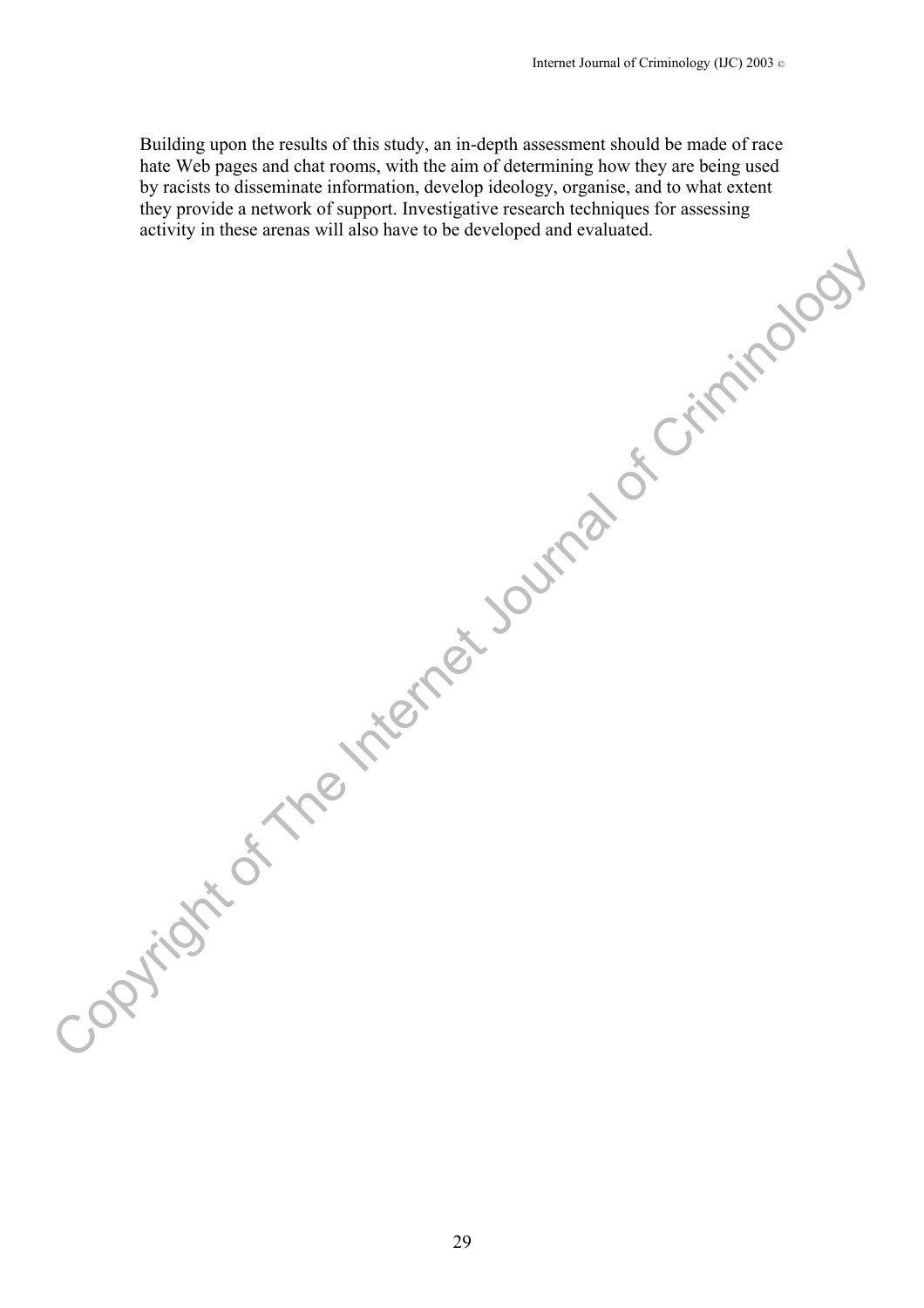Building upon the results of this study, an in-depth assessment should be made of race hate Web pages and chat rooms, with the aim of determining how they are being used by racists to disseminate information, develop ideology, organise, and to what extent they provide a network of support. Investigative research techniques for assessing activity in these arenas will also have to be developed and evaluated.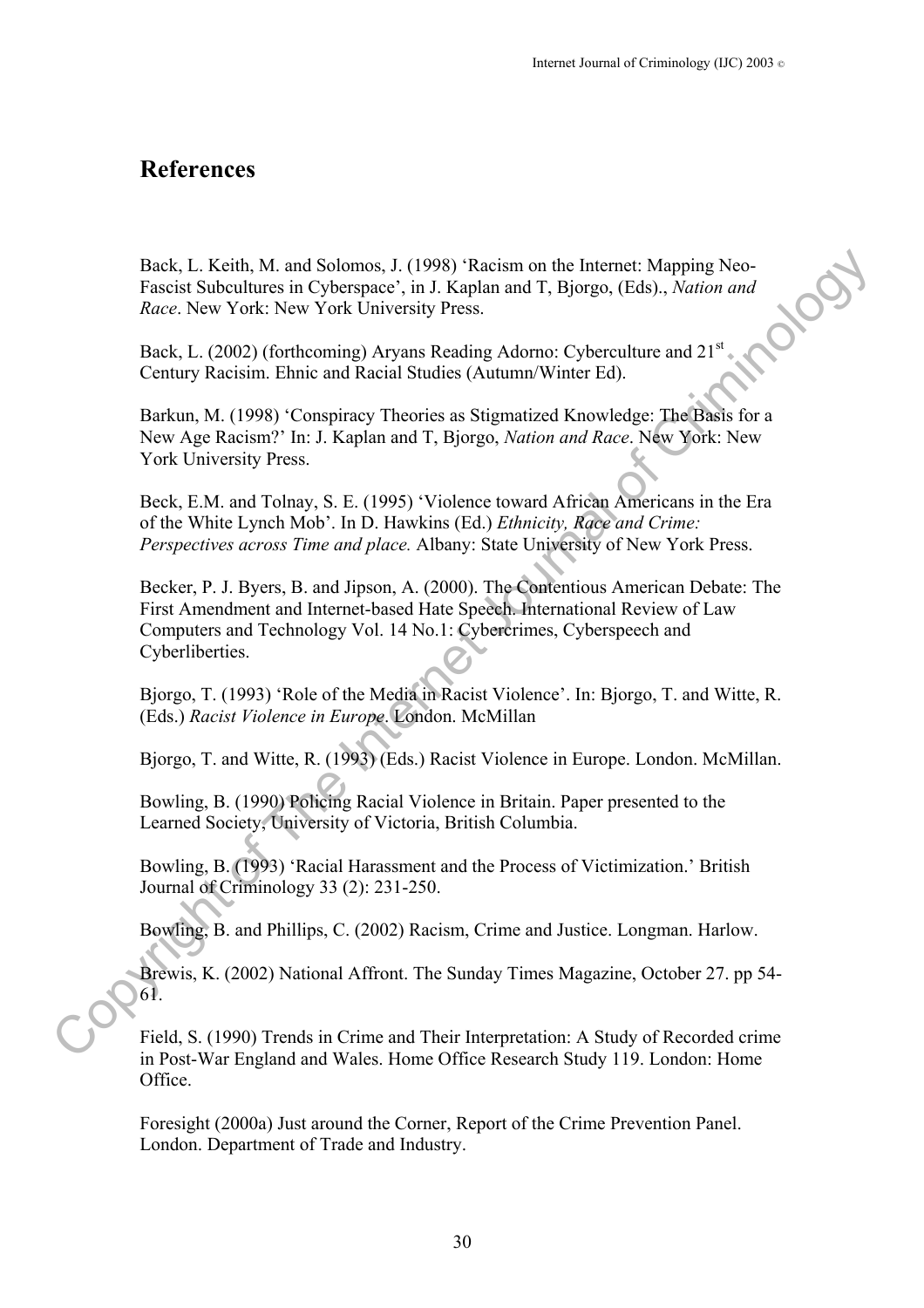## References

Back, L. Keith, M. and Solomos, J. (1998) 'Racism on the Internet: Mapping Neo-Fascist Subcultures in Cyberspace', in J. Kaplan and T, Bjorgo, (Eds)., *Nation and Race*. New York: New York University Press.

Back, L. (2002) (forthcoming) Aryans Reading Adorno: Cyberculture and 21st Century Racisim. Ehnic and Racial Studies (Autumn/Winter Ed).

Barkun, M. (1998) 'Conspiracy Theories as Stigmatized Knowledge: The Basis for a New Age Racism?' In: J. Kaplan and T, Bjorgo, *Nation and Race*. New York: New York University Press.

Beck, E.M. and Tolnay, S. E. (1995) 'Violence toward African Americans in the Era of the White Lynch Mob'. In D. Hawkins (Ed.) *Ethnicity, Race and Crime: Perspectives across Time and place.* Albany: State University of New York Press.

Becker, P. J. Byers, B. and Jipson, A. (2000). The Contentious American Debate: The First Amendment and Internet-based Hate Speech. International Review of Law Computers and Technology Vol. 14 No.1: Cybercrimes, Cyberspeech and Cyberliberties.

Bjorgo, T. (1993) 'Role of the Media in Racist Violence'. In: Bjorgo, T. and Witte, R. (Eds.) *Racist Violence in Europe*. London. McMillan

Bjorgo, T. and Witte, R. (1993) (Eds.) Racist Violence in Europe. London. McMillan.

Bowling, B. (1990) Policing Racial Violence in Britain. Paper presented to the Learned Society, University of Victoria, British Columbia.

Bowling, B. (1993) 'Racial Harassment and the Process of Victimization.' British Journal of Criminology 33 (2): 231-250.

Bowling, B. and Phillips, C. (2002) Racism, Crime and Justice. Longman. Harlow.

Brewis, K. (2002) National Affront. The Sunday Times Magazine, October 27. pp 54-61.

Field, S. (1990) Trends in Crime and Their Interpretation: A Study of Recorded crime in Post-War England and Wales. Home Office Research Study 119. London: Home Office.

Foresight (2000a) Just around the Corner, Report of the Crime Prevention Panel. London. Department of Trade and Industry.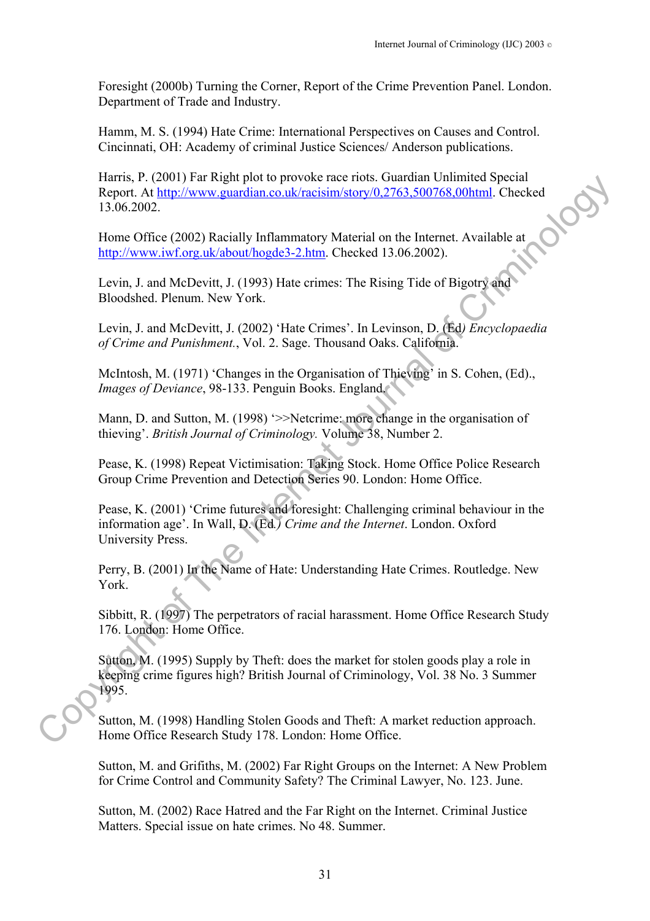Foresight (2000b) Turning the Corner, Report of the Crime Prevention Panel. London. Department of Trade and Industry.

Hamm, M. S. (1994) Hate Crime: International Perspectives on Causes and Control. Cincinnati, OH: Academy of criminal Justice Sciences/ Anderson publications.

Harris, P. (2001) Far Right plot to provoke race riots. Guardian Unlimited Special Report. At http://www.guardian.co.uk/racisim/story/0,2763,500768,00html. Checked 13.06.2002.

Home Office (2002) Racially Inflammatory Material on the Internet. Available at http://www.iwf.org.uk/about/hogde3-2.htm. Checked 13.06.2002).

Levin, J. and McDevitt, J. (1993) Hate crimes: The Rising Tide of Bigotry and Bloodshed. Plenum. New York.

Levin, J. and McDevitt, J. (2002) 'Hate Crimes'. In Levinson, D. (Ed*) Encyclopaedia of Crime and Punishment.*, Vol. 2. Sage. Thousand Oaks. California.

McIntosh, M. (1971) 'Changes in the Organisation of Thieving' in S. Cohen, (Ed)., *Images of Deviance*, 98-133. Penguin Books. England.

Mann, D. and Sutton, M. (1998) '>>Netcrime: more change in the organisation of thieving'. *British Journal of Criminology.* Volume 38, Number 2.

Pease, K. (1998) Repeat Victimisation: Taking Stock. Home Office Police Research Group Crime Prevention and Detection Series 90. London: Home Office.

Pease, K. (2001) 'Crime futures and foresight: Challenging criminal behaviour in the information age'. In Wall, D. (Ed*.) Crime and the Internet*. London. Oxford University Press.

Perry, B. (2001) In the Name of Hate: Understanding Hate Crimes. Routledge. New York.

Sibbitt, R. (1997) The perpetrators of racial harassment. Home Office Research Study 176. London: Home Office.

Sutton, M. (1995) Supply by Theft: does the market for stolen goods play a role in keeping crime figures high? British Journal of Criminology, Vol. 38 No. 3 Summer 1995.

Sutton, M. (1998) Handling Stolen Goods and Theft: A market reduction approach. Home Office Research Study 178. London: Home Office.

Sutton, M. and Grifiths, M. (2002) Far Right Groups on the Internet: A New Problem for Crime Control and Community Safety? The Criminal Lawyer, No. 123. June.

Sutton, M. (2002) Race Hatred and the Far Right on the Internet. Criminal Justice Matters. Special issue on hate crimes. No 48. Summer.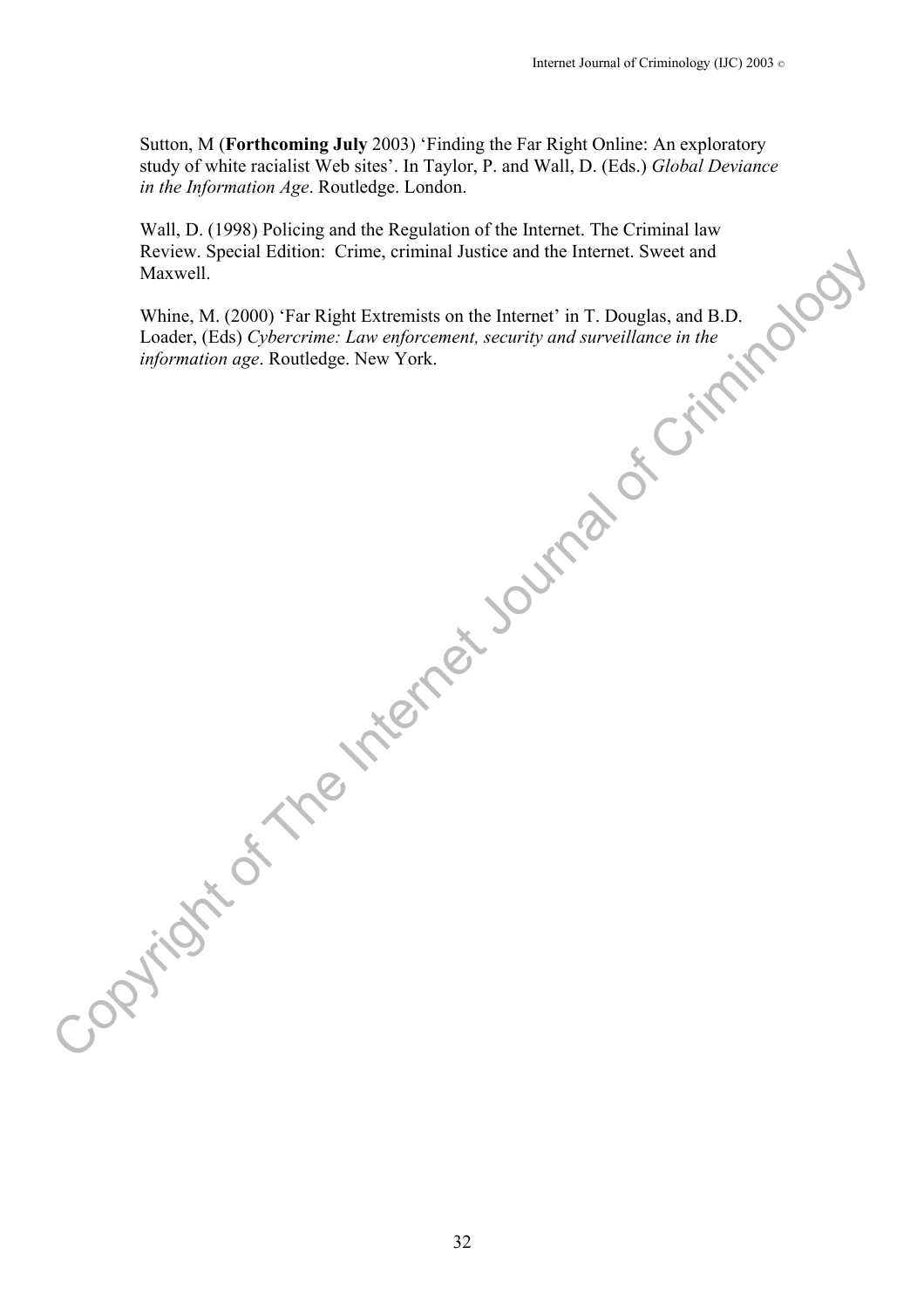Sutton, M (**Forthcoming July** 2003) 'Finding the Far Right Online: An exploratory study of white racialist Web sites'. In Taylor, P. and Wall, D. (Eds.) *Global Deviance in the Information Age*. Routledge. London.

Wall, D. (1998) Policing and the Regulation of the Internet. The Criminal law Review. Special Edition: Crime, criminal Justice and the Internet. Sweet and Maxwell.

Whine, M. (2000) 'Far Right Extremists on the Internet' in T. Douglas, and B.D. Loader, (Eds) *Cybercrime: Law enforcement, security and surveillance in the information age*. Routledge. New York.